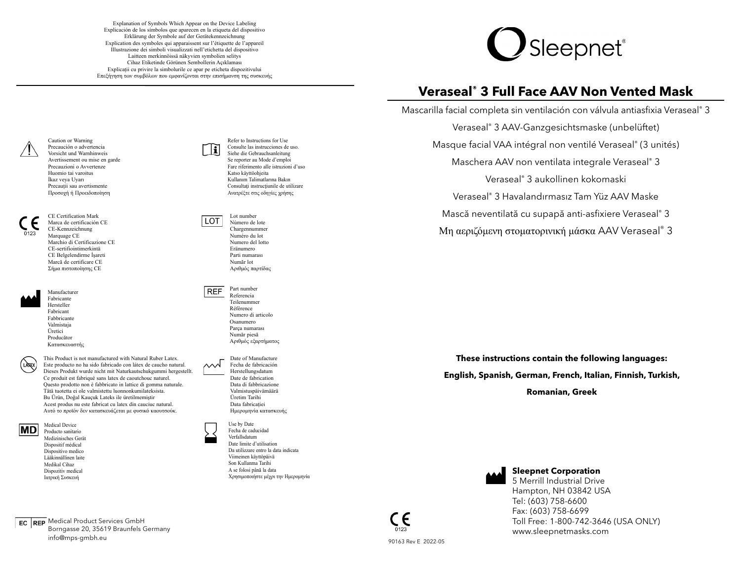Explanation of Symbols Which Appear on the Device Labeling
Explicación de los símbolos que aparecen en la etiqueta del dispositivo
Erklärung der Symbole auf der Gerätekennzeichnung
Explication des symboles qui apparaissent sur l'étiquette de l'appareil
Illustrazione dei simboli visualizzati nell'etichetta del dispositivo
Laitteen merkinnöissä näkyvien symbolien selitys
Cihaz Etiketinde Görünen Sembollerin Açıklaması
Explicații cu privire la simbolurile ce apar pe eticheta dispozitivului
Επεξήγηση των συμβόλων που εμφανίζονται στην επισήμανση της συσκευής

---

Caution or Warning
Precaución o advertencia
Vorsicht und Warnhinweis
Avertissement ou mise en garde
Precauzioni o Avvertenze
Huomio tai varoitus
İkaz veya Uyarı
Precauții sau avertismente
Προσοχή ή Προειδοποίηση

CE 0123
CE Certification Mark
Marca de certificación CE
CE-Kennzeichnung
Marquage CE
Marchio di Certificazione CE
CE-sertifiointimerkintä
CE Belgelendirme İşareti
Marcă de certificare CE
Σήμα πιστοποίησης CE

Manufacturer
Fabricante
Hersteller
Fabricant
Fabbricante
Valmistaja
Üretici
Producător
Κατασκευαστής

LATEX
This Product is not manufactured with Natural Ruber Latex.
Este producto no ha sido fabricado con látex de caucho natural.
Dieses Produkt wurde nicht mit Naturkautschukgummi hergestellt.
Ce produit est fabriqué sans latex de caoutchouc naturel.
Questo prodotto non è fabbricato in lattice di gomma naturale.
Tätä tuotetta ei ole valmistettu luonnonkumilateksista.
Bu Ürün, Doğal Kauçuk Lateks ile üretilmemiştir
Acest produs nu este fabricat cu latex din cauciuc natural.
Αυτό το προϊόν δεν κατασκευάζεται με φυσικό καουτσούκ.

MD
Medical Device
Producto sanitario
Medizinisches Gerät
Dispositif médical
Dispositivo medico
Lääkinnällinen laite
Medikal Cihaz
Dispozitiv medical
Ιατρική Συσκευή

Refer to Instructions for Use
Consulte las instrucciones de uso.
Siehe die Gebrauchsanleitung
Se reporter au Mode d'emploi
Fare riferimento alle istruzioni d'uso
Katso käyttöohjeita
Kullanım Talimatlarına Bakın
Consultați instrucțiunile de utilizare
Ανατρέξτε στις οδηγίες χρήσης

LOT
Lot number
Número de lote
Chargennummer
Numéro du lot
Numero del lotto
Eränumero
Parti numarası
Număr lot
Αριθμός παρτίδας

REF
Part number
Referencia
Teilenummer
Référence
Numero di articolo
Osanumero
Parça numarası
Număr piesă
Αριθμός εξαρτήματος

Date of Manufacture
Fecha de fabricación
Herstellungsdatum
Date de fabrication
Data di fabbricazione
Valmistuspäivämäärä
Üretim Tarihi
Data fabricației
Ημερομηνία κατασκευής

Use by Date
Fecha de caducidad
Verfallsdatum
Date limite d'utilisation
Da utilizzare entro la data indicata
Viimeinen käyttöpäivä
Son Kullanma Tarihi
A se folosi până la data
Χρησιμοποιήστε μέχρι την Ημερομηνία

EC REP Medical Product Services GmbH
Borngasse 20, 35619 Braunfels Germany
info@mps-gmbh.eu

---

Sleepnet®

# Veraseal® 3 Full Face AAV Non Vented Mask

Mascarilla facial completa sin ventilación con válvula antiasfixia Veraseal® 3

Veraseal® 3 AAV-Ganzgesichtsmaske (unbelüftet)

Masque facial VAA intégral non ventilé Veraseal® (3 unités)

Maschera AAV non ventilata integrale Veraseal® 3

Veraseal® 3 aukollinen kokomaski

Veraseal® 3 Havalandırmasız Tam Yüz AAV Maske

Mască neventilată cu supapă anti-asfixiere Veraseal® 3

Μη αεριζόμενη στοματορινική μάσκα AAV Veraseal® 3

**These instructions contain the following languages:**

**English, Spanish, German, French, Italian, Finnish, Turkish, Romanian, Greek**

**Sleepnet Corporation**
5 Merrill Industrial Drive
Hampton, NH 03842 USA
Tel: (603) 758-6600
Fax: (603) 758-6699
Toll Free: 1-800-742-3646 (USA ONLY)
www.sleepnetmasks.com

CE 0123

90163 Rev E 2022-05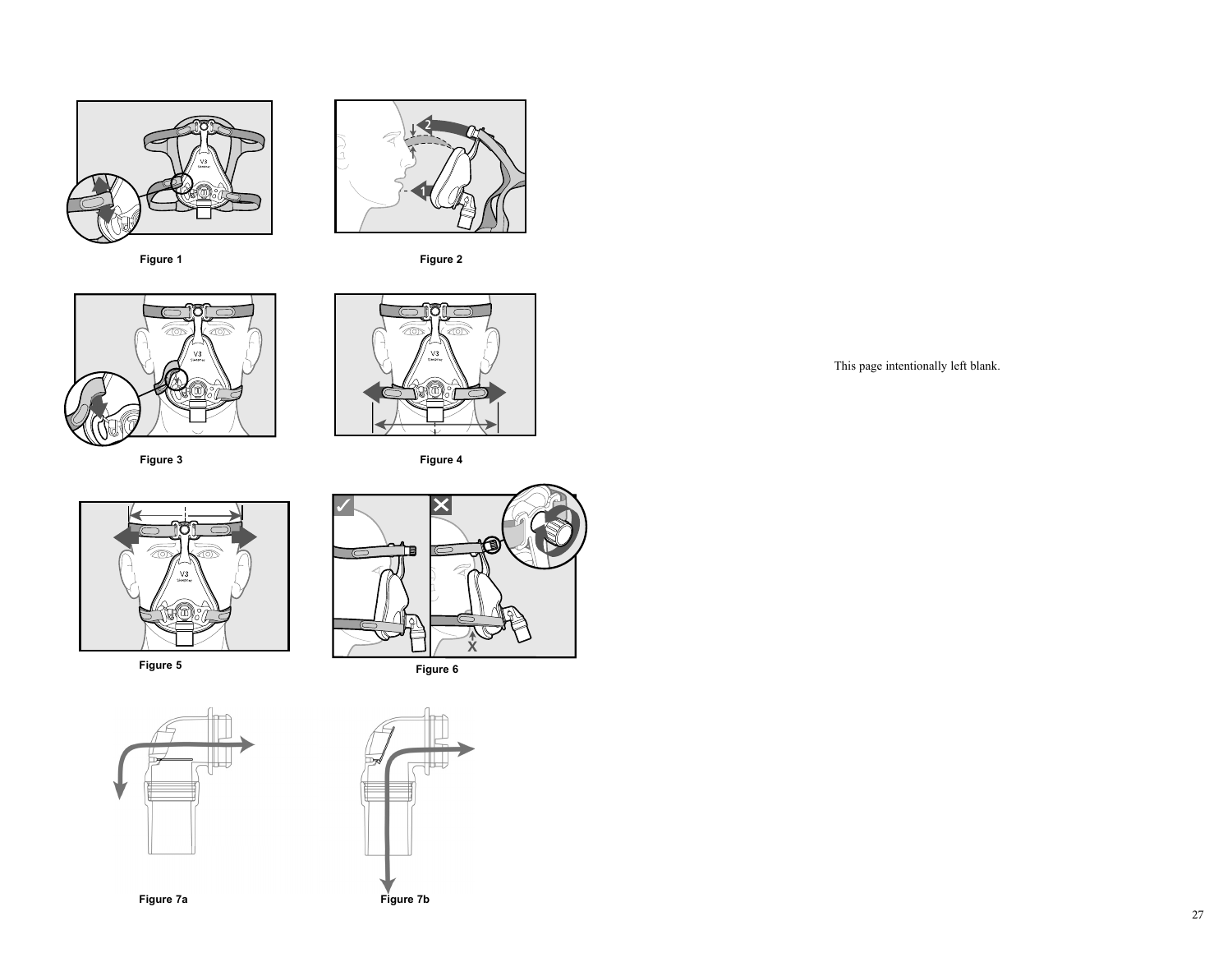Figure 1

Figure 2

Figure 3

Figure 4

Figure 5

Figure 6

Figure 7a

Figure 7b

This page intentionally left blank.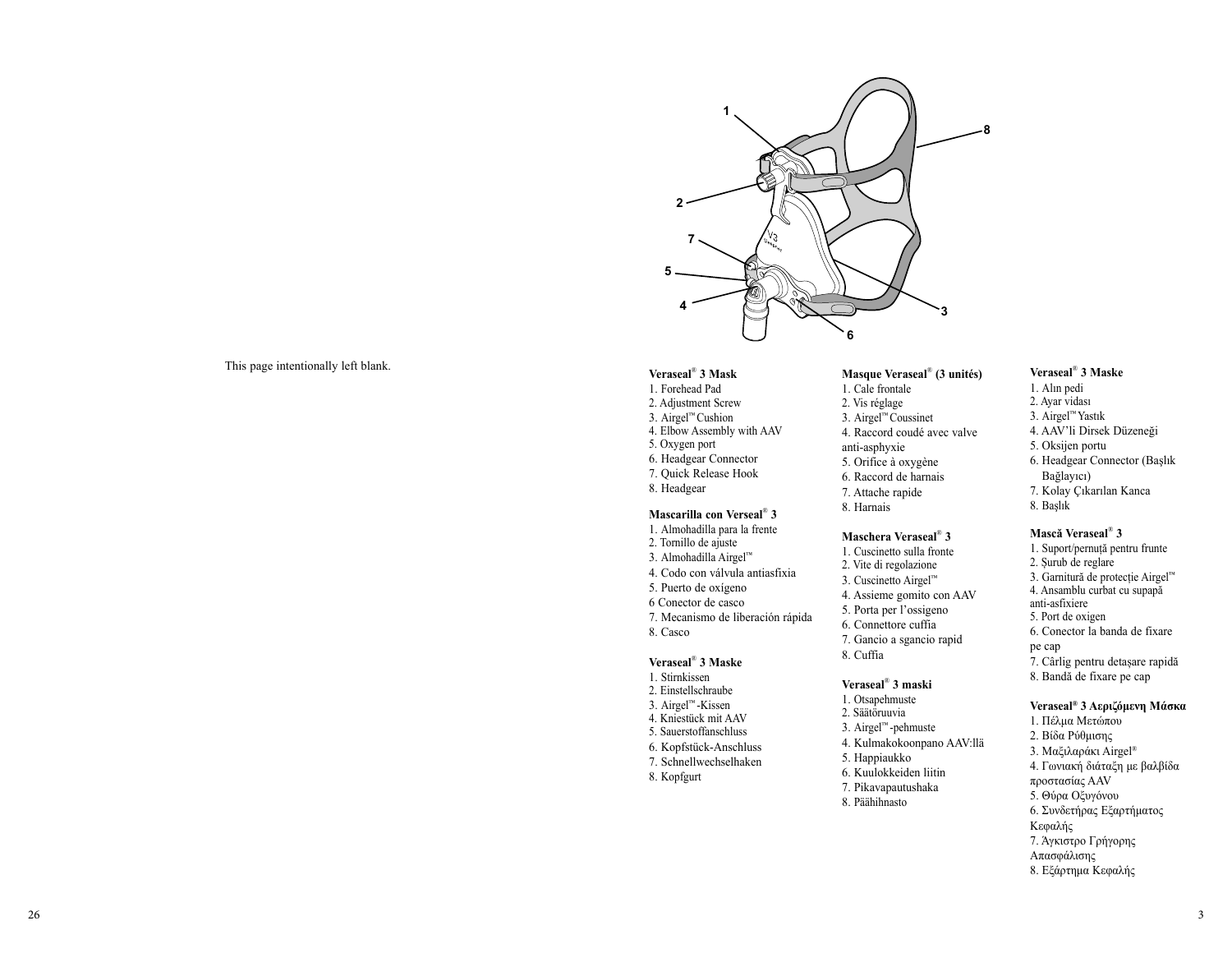This page intentionally left blank.

**Veraseal® 3 Mask**

1. Forehead Pad
2. Adjustment Screw
3. Airgel™ Cushion
4. Elbow Assembly with AAV
5. Oxygen port
6. Headgear Connector
7. Quick Release Hook
8. Headgear

**Mascarilla con Verseal® 3**

1. Almohadilla para la frente
2. Tornillo de ajuste
3. Almohadilla Airgel™
4. Codo con válvula antiasfixia
5. Puerto de oxígeno
6 Conector de casco
7. Mecanismo de liberación rápida
8. Casco

**Veraseal® 3 Maske**

1. Stirnkissen
2. Einstellschraube
3. Airgel™-Kissen
4. Kniestück mit AAV
5. Sauerstoffanschluss
6. Kopfstück-Anschluss
7. Schnellwechselhaken
8. Kopfgurt

**Masque Veraseal® (3 unités)**

1. Cale frontale
2. Vis réglage
3. Airgel™ Coussinet
4. Raccord coudé avec valve anti-asphyxie
5. Orifice à oxygène
6. Raccord de harnais
7. Attache rapide
8. Harnais

**Maschera Veraseal® 3**

1. Cuscinetto sulla fronte
2. Vite di regolazione
3. Cuscinetto Airgel™
4. Assieme gomito con AAV
5. Porta per l'ossigeno
6. Connettore cuffia
7. Gancio a sgancio rapid
8. Cuffia

**Veraseal® 3 maski**

1. Otsapehmuste
2. Säätöruuvia
3. Airgel™-pehmuste
4. Kulmakokoonpano AAV:llä
5. Happiaukko
6. Kuulokkeiden liitin
7. Pikavapautushaka
8. Päähihnasto

**Veraseal® 3 Maske**

1. Alın pedi
2. Ayar vidası
3. Airgel™ Yastık
4. AAV'li Dirsek Düzeneği
5. Oksijen portu
6. Headgear Connector (Başlık Bağlayıcı)
7. Kolay Çıkarılan Kanca
8. Başlık

**Mască Veraseal® 3**

1. Suport/pernuță pentru frunte
2. Șurub de reglare
3. Garnitură de protecție Airgel™
4. Ansamblu curbat cu supapă anti-asfixiere
5. Port de oxigen
6. Conector la banda de fixare pe cap
7. Cârlig pentru detașare rapidă
8. Bandă de fixare pe cap

**Veraseal® 3 Αεριζόμενη Μάσκα**

1. Πέλμα Μετώπου
2. Βίδα Ρύθμισης
3. Μαξιλαράκι Airgel®
4. Γωνιακή διάταξη με βαλβίδα προστασίας AAV
5. Θύρα Οξυγόνου
6. Συνδετήρας Εξαρτήματος Κεφαλής
7. Άγκιστρο Γρήγορης Απασφάλισης
8. Εξάρτημα Κεφαλής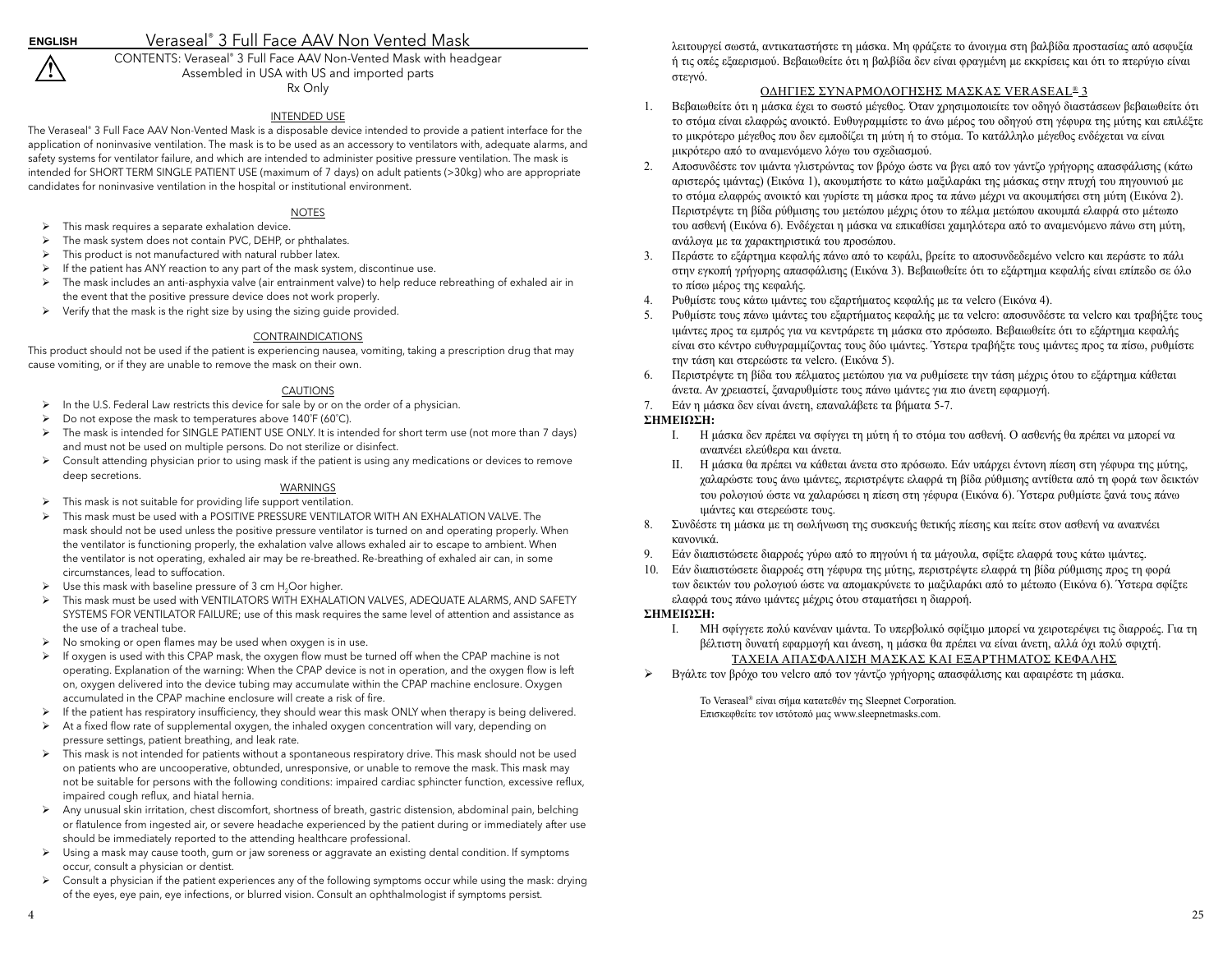## ENGLISH

# Veraseal® 3 Full Face AAV Non Vented Mask

⚠

CONTENTS: Veraseal® 3 Full Face AAV Non-Vented Mask with headgear
Assembled in USA with US and imported parts
Rx Only

### INTENDED USE

The Veraseal® 3 Full Face AAV Non-Vented Mask is a disposable device intended to provide a patient interface for the application of noninvasive ventilation. The mask is to be used as an accessory to ventilators with, adequate alarms, and safety systems for ventilator failure, and which are intended to administer positive pressure ventilation. The mask is intended for SHORT TERM SINGLE PATIENT USE (maximum of 7 days) on adult patients (>30kg) who are appropriate candidates for noninvasive ventilation in the hospital or institutional environment.

### NOTES

- This mask requires a separate exhalation device.
- The mask system does not contain PVC, DEHP, or phthalates.
- This product is not manufactured with natural rubber latex.
- If the patient has ANY reaction to any part of the mask system, discontinue use.
- The mask includes an anti-asphyxia valve (air entrainment valve) to help reduce rebreathing of exhaled air in the event that the positive pressure device does not work properly.
- Verify that the mask is the right size by using the sizing guide provided.

### CONTRAINDICATIONS

This product should not be used if the patient is experiencing nausea, vomiting, taking a prescription drug that may cause vomiting, or if they are unable to remove the mask on their own.

### CAUTIONS

- In the U.S. Federal Law restricts this device for sale by or on the order of a physician.
- Do not expose the mask to temperatures above 140˚F (60˚C).
- The mask is intended for SINGLE PATIENT USE ONLY. It is intended for short term use (not more than 7 days) and must not be used on multiple persons. Do not sterilize or disinfect.
- Consult attending physician prior to using mask if the patient is using any medications or devices to remove deep secretions.

### WARNINGS

- This mask is not suitable for providing life support ventilation.
- This mask must be used with a POSITIVE PRESSURE VENTILATOR WITH AN EXHALATION VALVE. The mask should not be used unless the positive pressure ventilator is turned on and operating properly. When the ventilator is functioning properly, the exhalation valve allows exhaled air to escape to ambient. When the ventilator is not operating, exhaled air may be re-breathed. Re-breathing of exhaled air can, in some circumstances, lead to suffocation.
- Use this mask with baseline pressure of 3 cm $H_2O$or higher.
- This mask must be used with VENTILATORS WITH EXHALATION VALVES, ADEQUATE ALARMS, AND SAFETY SYSTEMS FOR VENTILATOR FAILURE; use of this mask requires the same level of attention and assistance as the use of a tracheal tube.
- No smoking or open flames may be used when oxygen is in use.
- If oxygen is used with this CPAP mask, the oxygen flow must be turned off when the CPAP machine is not operating. Explanation of the warning: When the CPAP device is not in operation, and the oxygen flow is left on, oxygen delivered into the device tubing may accumulate within the CPAP machine enclosure. Oxygen accumulated in the CPAP machine enclosure will create a risk of fire.
- If the patient has respiratory insufficiency, they should wear this mask ONLY when therapy is being delivered.
- At a fixed flow rate of supplemental oxygen, the inhaled oxygen concentration will vary, depending on pressure settings, patient breathing, and leak rate.
- This mask is not intended for patients without a spontaneous respiratory drive. This mask should not be used on patients who are uncooperative, obtunded, unresponsive, or unable to remove the mask. This mask may not be suitable for persons with the following conditions: impaired cardiac sphincter function, excessive reflux, impaired cough reflux, and hiatal hernia.
- Any unusual skin irritation, chest discomfort, shortness of breath, gastric distension, abdominal pain, belching or flatulence from ingested air, or severe headache experienced by the patient during or immediately after use should be immediately reported to the attending healthcare professional.
- Using a mask may cause tooth, gum or jaw soreness or aggravate an existing dental condition. If symptoms occur, consult a physician or dentist.
- Consult a physician if the patient experiences any of the following symptoms occur while using the mask: drying of the eyes, eye pain, eye infections, or blurred vision. Consult an ophthalmologist if symptoms persist.

λειτουργεί σωστά, αντικαταστήστε τη μάσκα. Μη φράζετε το άνοιγμα στη βαλβίδα προστασίας από ασφυξία ή τις οπές εξαερισμού. Βεβαιωθείτε ότι η βαλβίδα δεν είναι φραγμένη με εκκρίσεις και ότι το πτερύγιο είναι στεγνό.

### ΟΔΗΓΙΕΣ ΣΥΝΑΡΜΟΛΟΓΗΣΗΣ ΜΑΣΚΑΣ VERASEAL® 3

1. Βεβαιωθείτε ότι η μάσκα έχει το σωστό μέγεθος. Όταν χρησιμοποιείτε τον οδηγό διαστάσεων βεβαιωθείτε ότι το στόμα είναι ελαφρώς ανοικτό. Ευθυγραμμίστε το άνω μέρος του οδηγού στη γέφυρα της μύτης και επιλέξτε το μικρότερο μέγεθος που δεν εμποδίζει τη μύτη ή το στόμα. Το κατάλληλο μέγεθος ενδέχεται να είναι μικρότερο από το αναμενόμενο λόγω του σχεδιασμού.
2. Αποσυνδέστε τον ιμάντα γλιστρώντας τον βρόχο ώστε να βγει από τον γάντζο γρήγορης απασφάλισης (κάτω αριστερός ιμάντας) (Εικόνα 1), ακουμπήστε το κάτω μαξιλαράκι της μάσκας στην πτυχή του πηγουνιού με το στόμα ελαφρώς ανοικτό και γυρίστε τη μάσκα προς τα πάνω μέχρι να ακουμπήσει στη μύτη (Εικόνα 2). Περιστρέψτε τη βίδα ρύθμισης του μετώπου μέχρις ότου το πέλμα μετώπου ακουμπά ελαφρά στο μέτωπο του ασθενή (Εικόνα 6). Ενδέχεται η μάσκα να επικαθίσει χαμηλότερα από το αναμενόμενο πάνω στη μύτη, ανάλογα με τα χαρακτηριστικά του προσώπου.
3. Περάστε το εξάρτημα κεφαλής πάνω από το κεφάλι, βρείτε το αποσυνδεδεμένο velcro και περάστε το πάλι στην εγκοπή γρήγορης απασφάλισης (Εικόνα 3). Βεβαιωθείτε ότι το εξάρτημα κεφαλής είναι επίπεδο σε όλο το πίσω μέρος της κεφαλής.
4. Ρυθμίστε τους κάτω ιμάντες του εξαρτήματος κεφαλής με τα velcro (Εικόνα 4).
5. Ρυθμίστε τους πάνω ιμάντες του εξαρτήματος κεφαλής με τα velcro: αποσυνδέστε τα velcro και τραβήξτε τους ιμάντες προς τα εμπρός για να κεντράρετε τη μάσκα στο πρόσωπο. Βεβαιωθείτε ότι το εξάρτημα κεφαλής είναι στο κέντρο ευθυγραμμίζοντας τους δύο ιμάντες. Ύστερα τραβήξτε τους ιμάντες προς τα πίσω, ρυθμίστε την τάση και στερεώστε τα velcro. (Εικόνα 5).
6. Περιστρέψτε τη βίδα του πέλματος μετώπου για να ρυθμίσετε την τάση μέχρις ότου το εξάρτημα κάθεται άνετα. Αν χρειαστεί, ξαναρυθμίστε τους πάνω ιμάντες για πιο άνετη εφαρμογή.
7. Εάν η μάσκα δεν είναι άνετη, επαναλάβετε τα βήματα 5-7.

**ΣΗΜΕΙΩΣΗ:**

I. Η μάσκα δεν πρέπει να σφίγγει τη μύτη ή το στόμα του ασθενή. Ο ασθενής θα πρέπει να μπορεί να αναπνέει ελεύθερα και άνετα.
II. Η μάσκα θα πρέπει να κάθεται άνετα στο πρόσωπο. Εάν υπάρχει έντονη πίεση στη γέφυρα της μύτης, χαλαρώστε τους άνω ιμάντες, περιστρέψτε ελαφρά τη βίδα ρύθμισης αντίθετα από τη φορά των δεικτών του ρολογιού ώστε να χαλαρώσει η πίεση στη γέφυρα (Εικόνα 6). Ύστερα ρυθμίστε ξανά τους πάνω ιμάντες και στερεώστε τους.

8. Συνδέστε τη μάσκα με τη σωλήνωση της συσκευής θετικής πίεσης και πείτε στον ασθενή να αναπνέει κανονικά.
9. Εάν διαπιστώσετε διαρροές γύρω από το πηγούνι ή τα μάγουλα, σφίξτε ελαφρά τους κάτω ιμάντες.
10. Εάν διαπιστώσετε διαρροές στη γέφυρα της μύτης, περιστρέψτε ελαφρά τη βίδα ρύθμισης προς τη φορά των δεικτών του ρολογιού ώστε να απομακρύνετε το μαξιλαράκι από το μέτωπο (Εικόνα 6). Ύστερα σφίξτε ελαφρά τους πάνω ιμάντες μέχρις ότου σταματήσει η διαρροή.

**ΣΗΜΕΙΩΣΗ:**

I. ΜΗ σφίγγετε πολύ κανέναν ιμάντα. Το υπερβολικό σφίξιμο μπορεί να χειροτερέψει τις διαρροές. Για τη βέλτιστη δυνατή εφαρμογή και άνεση, η μάσκα θα πρέπει να είναι άνετη, αλλά όχι πολύ σφιχτή.

### ΤΑΧΕΙΑ ΑΠΑΣΦΑΛΙΣΗ ΜΑΣΚΑΣ ΚΑΙ ΕΞΑΡΤΗΜΑΤΟΣ ΚΕΦΑΛΗΣ

- Βγάλτε τον βρόχο του velcro από τον γάντζο γρήγορης απασφάλισης και αφαιρέστε τη μάσκα.

Το Veraseal® είναι σήμα κατατεθέν της Sleepnet Corporation.
Επισκεφθείτε τον ιστότοπό μας www.sleepnetmasks.com.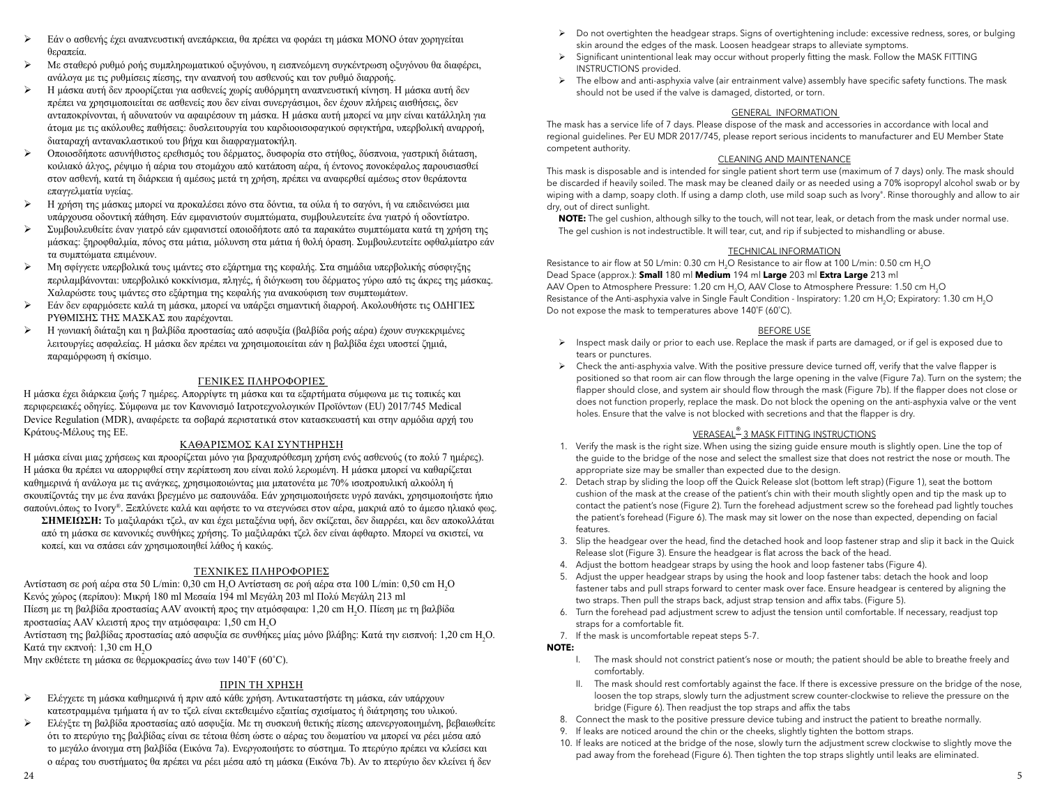- Εάν ο ασθενής έχει αναπνευστική ανεπάρκεια, θα πρέπει να φοράει τη μάσκα ΜΟΝΟ όταν χορηγείται θεραπεία.
- Με σταθερό ρυθμό ροής συμπληρωματικού οξυγόνου, η εισπνεόμενη συγκέντρωση οξυγόνου θα διαφέρει, ανάλογα με τις ρυθμίσεις πίεσης, την αναπνοή του ασθενούς και τον ρυθμό διαρροής.
- Η μάσκα αυτή δεν προορίζεται για ασθενείς χωρίς αυθόρμητη αναπνευστική κίνηση. Η μάσκα αυτή δεν πρέπει να χρησιμοποιείται σε ασθενείς που δεν είναι συνεργάσιμοι, δεν έχουν πλήρεις αισθήσεις, δεν ανταποκρίνονται, ή αδυνατούν να αφαιρέσουν τη μάσκα. Η μάσκα αυτή μπορεί να μην είναι κατάλληλη για άτομα με τις ακόλουθες παθήσεις: δυσλειτουργία του καρδιοισοφαγικού σφιγκτήρα, υπερβολική αναρροή, διαταραχή αντανακλαστικού του βήχα και διαφραγματοκήλη.
- Οποιοσδήποτε ασυνήθιστος ερεθισμός του δέρματος, δυσφορία στο στήθος, δύσπνοια, γαστρική διάταση, κοιλιακό άλγος, ρέψιμο ή αέρια του στομάχου από κατάποση αέρα, ή έντονος πονοκέφαλος παρουσιασθεί στον ασθενή, κατά τη διάρκεια ή αμέσως μετά τη χρήση, πρέπει να αναφερθεί αμέσως στον θεράποντα επαγγελματία υγείας.
- Η χρήση της μάσκας μπορεί να προκαλέσει πόνο στα δόντια, τα ούλα ή το σαγόνι, ή να επιδεινώσει μια υπάρχουσα οδοντική πάθηση. Εάν εμφανιστούν συμπτώματα, συμβουλευτείτε ένα γιατρό ή οδοντίατρο.
- Συμβουλευθείτε έναν γιατρό εάν εμφανιστεί οποιοδήποτε από τα παρακάτω συμπτώματα κατά τη χρήση της μάσκας: ξηροφθαλμία, πόνος στα μάτια, μόλυνση στα μάτια ή θολή όραση. Συμβουλευτείτε οφθαλμίατρο εάν τα συμπτώματα επιμένουν.
- Μη σφίγγετε υπερβολικά τους ιμάντες στο εξάρτημα της κεφαλής. Στα σημάδια υπερβολικής σύσφιγξης περιλαμβάνονται: υπερβολικό κοκκίνισμα, πληγές, ή διόγκωση του δέρματος γύρω από τις άκρες της μάσκας. Χαλαρώστε τους ιμάντες στο εξάρτημα της κεφαλής για ανακούφιση των συμπτωμάτων.
- Εάν δεν εφαρμόσετε καλά τη μάσκα, μπορεί να υπάρξει σημαντική διαρροή. Ακολουθήστε τις ΟΔΗΓΙΕΣ ΡΥΘΜΙΣΗΣ ΤΗΣ ΜΑΣΚΑΣ που παρέχονται.
- Η γωνιακή διάταξη και η βαλβίδα προστασίας από ασφυξία (βαλβίδα ροής αέρα) έχουν συγκεκριμένες λειτουργίες ασφαλείας. Η μάσκα δεν πρέπει να χρησιμοποιείται εάν η βαλβίδα έχει υποστεί ζημιά, παραμόρφωση ή σκίσιμο.

## ΓΕΝΙΚΕΣ ΠΛΗΡΟΦΟΡΙΕΣ

Η μάσκα έχει διάρκεια ζωής 7 ημέρες. Απορρίψτε τη μάσκα και τα εξαρτήματα σύμφωνα με τις τοπικές και περιφερειακές οδηγίες. Σύμφωνα με τον Κανονισμό Ιατροτεχνολογικών Προϊόντων (EU) 2017/745 Medical Device Regulation (MDR), αναφέρετε τα σοβαρά περιστατικά στον κατασκευαστή και στην αρμόδια αρχή του Κράτους-Μέλους της ΕΕ.

## ΚΑΘΑΡΙΣΜΟΣ ΚΑΙ ΣΥΝΤΗΡΗΣΗ

Η μάσκα είναι μιας χρήσεως και προορίζεται μόνο για βραχυπρόθεσμη χρήση ενός ασθενούς (το πολύ 7 ημέρες). Η μάσκα θα πρέπει να απορριφθεί στην περίπτωση που είναι πολύ λερωμένη. Η μάσκα μπορεί να καθαρίζεται καθημερινά ή ανάλογα με τις ανάγκες, χρησιμοποιώντας μια μπατονέτα με 70% ισοπροπυλική αλκοόλη ή σκουπίζοντάς την με ένα πανάκι βρεγμένο με σαπουνάδα. Εάν χρησιμοποιήσετε υγρό πανάκι, χρησιμοποιήστε ήπιο σαπούνι.όπως το Ivory®. Ξεπλύνετε καλά και αφήστε το να στεγνώσει στον αέρα, μακριά από το άμεσο ηλιακό φως.

**ΣΗΜΕΙΩΣΗ:** Το μαξιλαράκι τζελ, αν και έχει μεταξένια υφή, δεν σκίζεται, δεν διαρρέει, και δεν αποκολλάται από τη μάσκα σε κανονικές συνθήκες χρήσης. Το μαξιλαράκι τζελ δεν είναι άφθαρτο. Μπορεί να σκιστεί, να κοπεί, και να σπάσει εάν χρησιμοποιηθεί λάθος ή κακώς.

## ΤΕΧΝΙΚΕΣ ΠΛΗΡΟΦΟΡΙΕΣ

Αντίσταση σε ροή αέρα στα 50 L/min: 0,30 cm $H_2O$ Αντίσταση σε ροή αέρα στα 100 L/min: 0,50 cm $H_2O$
Κενός χώρος (περίπου): Μικρή 180 ml Μεσαία 194 ml Μεγάλη 203 ml Πολύ Μεγάλη 213 ml
Πίεση με τη βαλβίδα προστασίας AAV ανοικτή προς την ατμόσφαιρα: 1,20 cm $H_2O$. Πίεση με τη βαλβίδα προστασίας AAV κλειστή προς την ατμόσφαιρα: 1,50 cm $H_2O$
Αντίσταση της βαλβίδας προστασίας από ασφυξία σε συνθήκες μίας μόνο βλάβης: Κατά την εισπνοή: 1,20 cm $H_2O$. Κατά την εκπνοή: 1,30 cm $H_2O$
Μην εκθέτετε τη μάσκα σε θερμοκρασίες άνω των 140˚F (60˚C).

## ΠΡΙΝ ΤΗ ΧΡΗΣΗ

- Ελέγχετε τη μάσκα καθημερινά ή πριν από κάθε χρήση. Αντικαταστήστε τη μάσκα, εάν υπάρχουν κατεστραμμένα τμήματα ή αν το τζελ είναι εκτεθειμένο εξαιτίας σχισίματος ή διάτρησης του υλικού.
- Ελέγξτε τη βαλβίδα προστασίας από ασφυξία. Με τη συσκευή θετικής πίεσης απενεργοποιημένη, βεβαιωθείτε ότι το πτερύγιο της βαλβίδας είναι σε τέτοια θέση ώστε ο αέρας του δωματίου να μπορεί να ρέει μέσα από το μεγάλο άνοιγμα στη βαλβίδα (Εικόνα 7a). Ενεργοποιήστε το σύστημα. Το πτερύγιο πρέπει να κλείσει και ο αέρας του συστήματος θα πρέπει να ρέει μέσα από τη μάσκα (Εικόνα 7b). Αν το πτερύγιο δεν κλείνει ή δεν

- Do not overtighten the headgear straps. Signs of overtightening include: excessive redness, sores, or bulging skin around the edges of the mask. Loosen headgear straps to alleviate symptoms.
- Significant unintentional leak may occur without properly fitting the mask. Follow the MASK FITTING INSTRUCTIONS provided.
- The elbow and anti-asphyxia valve (air entrainment valve) assembly have specific safety functions. The mask should not be used if the valve is damaged, distorted, or torn.

## GENERAL INFORMATION

The mask has a service life of 7 days. Please dispose of the mask and accessories in accordance with local and regional guidelines. Per EU MDR 2017/745, please report serious incidents to manufacturer and EU Member State competent authority.

## CLEANING AND MAINTENANCE

This mask is disposable and is intended for single patient short term use (maximum of 7 days) only. The mask should be discarded if heavily soiled. The mask may be cleaned daily or as needed using a 70% isopropyl alcohol swab or by wiping with a damp, soapy cloth. If using a damp cloth, use mild soap such as Ivory®. Rinse thoroughly and allow to air dry, out of direct sunlight.

**NOTE:** The gel cushion, although silky to the touch, will not tear, leak, or detach from the mask under normal use. The gel cushion is not indestructible. It will tear, cut, and rip if subjected to mishandling or abuse.

## TECHNICAL INFORMATION

Resistance to air flow at 50 L/min: 0.30 cm $H_2O$ Resistance to air flow at 100 L/min: 0.50 cm $H_2O$
Dead Space (approx.): **Small** 180 ml **Medium** 194 ml **Large** 203 ml **Extra Large** 213 ml
AAV Open to Atmosphere Pressure: 1.20 cm $H_2O$, AAV Close to Atmosphere Pressure: 1.50 cm $H_2O$
Resistance of the Anti-asphyxia valve in Single Fault Condition - Inspiratory: 1.20 cm $H_2O$; Expiratory: 1.30 cm $H_2O$
Do not expose the mask to temperatures above 140˚F (60˚C).

## BEFORE USE

- Inspect mask daily or prior to each use. Replace the mask if parts are damaged, or if gel is exposed due to tears or punctures.
- Check the anti-asphyxia valve. With the positive pressure device turned off, verify that the valve flapper is positioned so that room air can flow through the large opening in the valve (Figure 7a). Turn on the system; the flapper should close, and system air should flow through the mask (Figure 7b). If the flapper does not close or does not function properly, replace the mask. Do not block the opening on the anti-asphyxia valve or the vent holes. Ensure that the valve is not blocked with secretions and that the flapper is dry.

## VERASEAL® 3 MASK FITTING INSTRUCTIONS

1. Verify the mask is the right size. When using the sizing guide ensure mouth is slightly open. Line the top of the guide to the bridge of the nose and select the smallest size that does not restrict the nose or mouth. The appropriate size may be smaller than expected due to the design.
2. Detach strap by sliding the loop off the Quick Release slot (bottom left strap) (Figure 1), seat the bottom cushion of the mask at the crease of the patient's chin with their mouth slightly open and tip the mask up to contact the patient's nose (Figure 2). Turn the forehead adjustment screw so the forehead pad lightly touches the patient's forehead (Figure 6). The mask may sit lower on the nose than expected, depending on facial features.
3. Slip the headgear over the head, find the detached hook and loop fastener strap and slip it back in the Quick Release slot (Figure 3). Ensure the headgear is flat across the back of the head.
4. Adjust the bottom headgear straps by using the hook and loop fastener tabs (Figure 4).
5. Adjust the upper headgear straps by using the hook and loop fastener tabs: detach the hook and loop fastener tabs and pull straps forward to center mask over face. Ensure headgear is centered by aligning the two straps. Then pull the straps back, adjust strap tension and affix tabs. (Figure 5).
6. Turn the forehead pad adjustment screw to adjust the tension until comfortable. If necessary, readjust top straps for a comfortable fit.
7. If the mask is uncomfortable repeat steps 5-7.

**NOTE:**

I. The mask should not constrict patient's nose or mouth; the patient should be able to breathe freely and comfortably.
II. The mask should rest comfortably against the face. If there is excessive pressure on the bridge of the nose, loosen the top straps, slowly turn the adjustment screw counter-clockwise to relieve the pressure on the bridge (Figure 6). Then readjust the top straps and affix the tabs

8. Connect the mask to the positive pressure device tubing and instruct the patient to breathe normally.
9. If leaks are noticed around the chin or the cheeks, slightly tighten the bottom straps.
10. If leaks are noticed at the bridge of the nose, slowly turn the adjustment screw clockwise to slightly move the pad away from the forehead (Figure 6). Then tighten the top straps slightly until leaks are eliminated.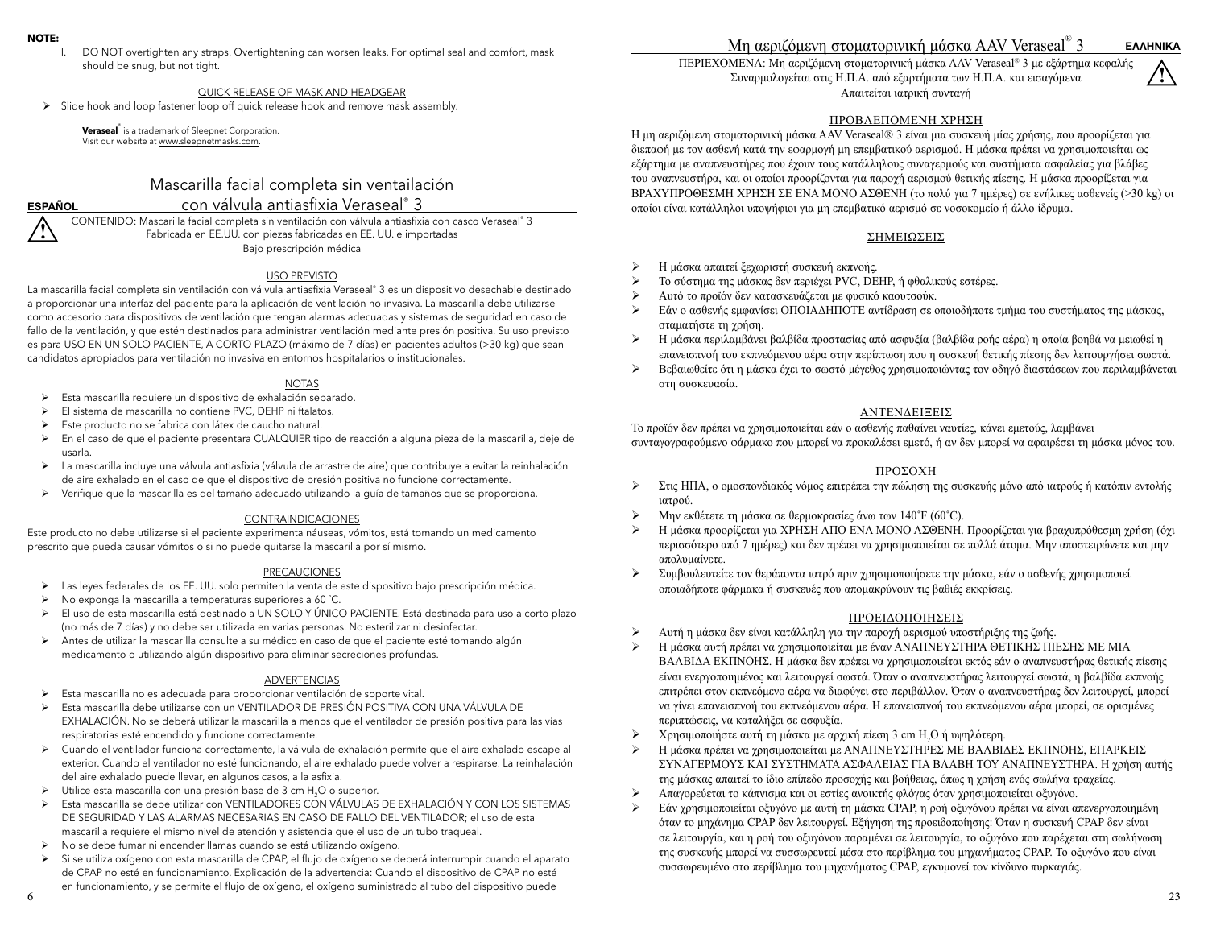**NOTE:**

I. DO NOT overtighten any straps. Overtightening can worsen leaks. For optimal seal and comfort, mask should be snug, but not tight.

QUICK RELEASE OF MASK AND HEADGEAR

- Slide hook and loop fastener loop off quick release hook and remove mask assembly.

**Veraseal**® is a trademark of Sleepnet Corporation.
Visit our website at www.sleepnetmasks.com.

# Mascarilla facial completa sin ventailación con válvula antiasfixia Veraseal® 3

**ESPAÑOL**

CONTENIDO: Mascarilla facial completa sin ventilación con válvula antiasfixia con casco Veraseal® 3
Fabricada en EE.UU. con piezas fabricadas en EE. UU. e importadas
Bajo prescripción médica

## USO PREVISTO

La mascarilla facial completa sin ventilación con válvula antiasfixia Veraseal® 3 es un dispositivo desechable destinado a proporcionar una interfaz del paciente para la aplicación de ventilación no invasiva. La mascarilla debe utilizarse como accesorio para dispositivos de ventilación que tengan alarmas adecuadas y sistemas de seguridad en caso de fallo de la ventilación, y que estén destinados para administrar ventilación mediante presión positiva. Su uso previsto es para USO EN UN SOLO PACIENTE, A CORTO PLAZO (máximo de 7 días) en pacientes adultos (>30 kg) que sean candidatos apropiados para ventilación no invasiva en entornos hospitalarios o institucionales.

## NOTAS

- Esta mascarilla requiere un dispositivo de exhalación separado.
- El sistema de mascarilla no contiene PVC, DEHP ni ftalatos.
- Este producto no se fabrica con látex de caucho natural.
- En el caso de que el paciente presentara CUALQUIER tipo de reacción a alguna pieza de la mascarilla, deje de usarla.
- La mascarilla incluye una válvula antiasfixia (válvula de arrastre de aire) que contribuye a evitar la reinhalación de aire exhalado en el caso de que el dispositivo de presión positiva no funcione correctamente.
- Verifique que la mascarilla es del tamaño adecuado utilizando la guía de tamaños que se proporciona.

## CONTRAINDICACIONES

Este producto no debe utilizarse si el paciente experimenta náuseas, vómitos, está tomando un medicamento prescrito que pueda causar vómitos o si no puede quitarse la mascarilla por sí mismo.

## PRECAUCIONES

- Las leyes federales de los EE. UU. solo permiten la venta de este dispositivo bajo prescripción médica.
- No exponga la mascarilla a temperaturas superiores a 60 °C.
- El uso de esta mascarilla está destinado a UN SOLO Y ÚNICO PACIENTE. Está destinada para uso a corto plazo (no más de 7 días) y no debe ser utilizada en varias personas. No esterilizar ni desinfectar.
- Antes de utilizar la mascarilla consulte a su médico en caso de que el paciente esté tomando algún medicamento o utilizando algún dispositivo para eliminar secreciones profundas.

## ADVERTENCIAS

- Esta mascarilla no es adecuada para proporcionar ventilación de soporte vital.
- Esta mascarilla debe utilizarse con un VENTILADOR DE PRESIÓN POSITIVA CON UNA VÁLVULA DE EXHALACIÓN. No se deberá utilizar la mascarilla a menos que el ventilador de presión positiva para las vías respiratorias esté encendido y funcione correctamente.
- Cuando el ventilador funciona correctamente, la válvula de exhalación permite que el aire exhalado escape al exterior. Cuando el ventilador no esté funcionando, el aire exhalado puede volver a respirarse. La reinhalación del aire exhalado puede llevar, en algunos casos, a la asfixia.
- Utilice esta mascarilla con una presión base de 3 cm $H_2O$ o superior.
- Esta mascarilla se debe utilizar con VENTILADORES CON VÁLVULAS DE EXHALACIÓN Y CON LOS SISTEMAS DE SEGURIDAD Y LAS ALARMAS NECESARIAS EN CASO DE FALLO DEL VENTILADOR; el uso de esta mascarilla requiere el mismo nivel de atención y asistencia que el uso de un tubo traqueal.
- No se debe fumar ni encender llamas cuando se está utilizando oxígeno.
- Si se utiliza oxígeno con esta mascarilla de CPAP, el flujo de oxígeno se deberá interrumpir cuando el aparato de CPAP no esté en funcionamiento. Explicación de la advertencia: Cuando el dispositivo de CPAP no esté en funcionamiento, y se permite el flujo de oxígeno, el oxígeno suministrado al tubo del dispositivo puede

# Μη αεριζόμενη στοματορινική μάσκα AAV Veraseal® 3

**ΕΛΛΗΝΙΚΑ**

ΠΕΡΙΕΧΟΜΕΝΑ: Μη αεριζόμενη στοματορινική μάσκα AAV Veraseal® 3 με εξάρτημα κεφαλής
Συναρμολογείται στις Η.Π.Α. από εξαρτήματα των Η.Π.Α. και εισαγόμενα
Απαιτείται ιατρική συνταγή

## ΠΡΟΒΛΕΠΟΜΕΝΗ ΧΡΗΣΗ

Η μη αεριζόμενη στοματορινική μάσκα AAV Veraseal® 3 είναι μια συσκευή μίας χρήσης, που προορίζεται για διεπαφή με τον ασθενή κατά την εφαρμογή μη επεμβατικού αερισμού. Η μάσκα πρέπει να χρησιμοποιείται ως εξάρτημα με αναπνευστήρες που έχουν τους κατάλληλους συναγερμούς και συστήματα ασφαλείας για βλάβες του αναπνευστήρα, και οι οποίοι προορίζονται για παροχή αερισμού θετικής πίεσης. Η μάσκα προορίζεται για ΒΡΑΧΥΠΡΟΘΕΣΜΗ ΧΡΗΣΗ ΣΕ ΕΝΑ ΜΟΝΟ ΑΣΘΕΝΗ (το πολύ για 7 ημέρες) σε ενήλικες ασθενείς (>30 kg) οι οποίοι είναι κατάλληλοι υποψήφιοι για μη επεμβατικό αερισμό σε νοσοκομείο ή άλλο ίδρυμα.

## ΣΗΜΕΙΩΣΕΙΣ

- Η μάσκα απαιτεί ξεχωριστή συσκευή εκπνοής.
- Το σύστημα της μάσκας δεν περιέχει PVC, DEHP, ή φθαλικούς εστέρες.
- Αυτό το προϊόν δεν κατασκευάζεται με φυσικό καουτσούκ.
- Εάν ο ασθενής εμφανίσει ΟΠΟΙΑΔΗΠΟΤΕ αντίδραση σε οποιοδήποτε τμήμα του συστήματος της μάσκας, σταματήστε τη χρήση.
- Η μάσκα περιλαμβάνει βαλβίδα προστασίας από ασφυξία (βαλβίδα ροής αέρα) η οποία βοηθά να μειωθεί η επανεισπνοή του εκπνεόμενου αέρα στην περίπτωση που η συσκευή θετικής πίεσης δεν λειτουργήσει σωστά.
- Βεβαιωθείτε ότι η μάσκα έχει το σωστό μέγεθος χρησιμοποιώντας τον οδηγό διαστάσεων που περιλαμβάνεται στη συσκευασία.

## ΑΝΤΕΝΔΕΙΞΕΙΣ

Το προϊόν δεν πρέπει να χρησιμοποιείται εάν ο ασθενής παθαίνει ναυτίες, κάνει εμετούς, λαμβάνει συνταγογραφούμενο φάρμακο που μπορεί να προκαλέσει εμετό, ή αν δεν μπορεί να αφαιρέσει τη μάσκα μόνος του.

## ΠΡΟΣΟΧΗ

- Στις ΗΠΑ, ο ομοσπονδιακός νόμος επιτρέπει την πώληση της συσκευής μόνο από ιατρούς ή κατόπιν εντολής ιατρού.
- Μην εκθέτετε τη μάσκα σε θερμοκρασίες άνω των 140˚F (60˚C).
- Η μάσκα προορίζεται για ΧΡΗΣΗ ΑΠΟ ΕΝΑ ΜΟΝΟ ΑΣΘΕΝΗ. Προορίζεται για βραχυπρόθεσμη χρήση (όχι περισσότερο από 7 ημέρες) και δεν πρέπει να χρησιμοποιείται σε πολλά άτομα. Μην αποστειρώνετε και μην απολυμαίνετε.
- Συμβουλευτείτε τον θεράποντα ιατρό πριν χρησιμοποιήσετε την μάσκα, εάν ο ασθενής χρησιμοποιεί οποιαδήποτε φάρμακα ή συσκευές που απομακρύνουν τις βαθιές εκκρίσεις.

## ΠΡΟΕΙΔΟΠΟΙΗΣΕΙΣ

- Αυτή η μάσκα δεν είναι κατάλληλη για την παροχή αερισμού υποστήριξης της ζωής.
- Η μάσκα αυτή πρέπει να χρησιμοποιείται με έναν ΑΝΑΠΝΕΥΣΤΗΡΑ ΘΕΤΙΚΗΣ ΠΙΕΣΗΣ ΜΕ ΜΙΑ ΒΑΛΒΙΔΑ ΕΚΠΝΟΗΣ. Η μάσκα δεν πρέπει να χρησιμοποιείται εκτός εάν ο αναπνευστήρας θετικής πίεσης είναι ενεργοποιημένος και λειτουργεί σωστά. Όταν ο αναπνευστήρας λειτουργεί σωστά, η βαλβίδα εκπνοής επιτρέπει στον εκπνεόμενο αέρα να διαφύγει στο περιβάλλον. Όταν ο αναπνευστήρας δεν λειτουργεί, μπορεί να γίνει επανεισπνοή του εκπνεόμενου αέρα. Η επανεισπνοή του εκπνεόμενου αέρα μπορεί, σε ορισμένες περιπτώσεις, να καταλήξει σε ασφυξία.
- Χρησιμοποιήστε αυτή τη μάσκα με αρχική πίεση 3 cm $H_2O$ ή υψηλότερη.
- Η μάσκα πρέπει να χρησιμοποιείται με ΑΝΑΠΝΕΥΣΤΗΡΕΣ ΜΕ ΒΑΛΒΙΔΕΣ ΕΚΠΝΟΗΣ, ΕΠΑΡΚΕΙΣ ΣΥΝΑΓΕΡΜΟΥΣ ΚΑΙ ΣΥΣΤΗΜΑΤΑ ΑΣΦΑΛΕΙΑΣ ΓΙΑ ΒΛΑΒΗ ΤΟΥ ΑΝΑΠΝΕΥΣΤΗΡΑ. Η χρήση αυτής της μάσκας απαιτεί το ίδιο επίπεδο προσοχής και βοήθειας, όπως η χρήση ενός σωλήνα τραχείας.
- Απαγορεύεται το κάπνισμα και οι εστίες ανοικτής φλόγας όταν χρησιμοποιείται οξυγόνο.
- Εάν χρησιμοποιείται οξυγόνο με αυτή τη μάσκα CPAP, η ροή οξυγόνου πρέπει να είναι απενεργοποιημένη όταν το μηχάνημα CPAP δεν λειτουργεί. Εξήγηση της προειδοποίησης: Όταν η συσκευή CPAP δεν είναι σε λειτουργία, και η ροή του οξυγόνου παραμένει σε λειτουργία, το οξυγόνο που παρέχεται στη σωλήνωση της συσκευής μπορεί να συσσωρευτεί μέσα στο περίβλημα του μηχανήματος CPAP. Το οξυγόνο που είναι συσσωρευμένο στο περίβλημα του μηχανήματος CPAP, εγκυμονεί τον κίνδυνο πυρκαγιάς.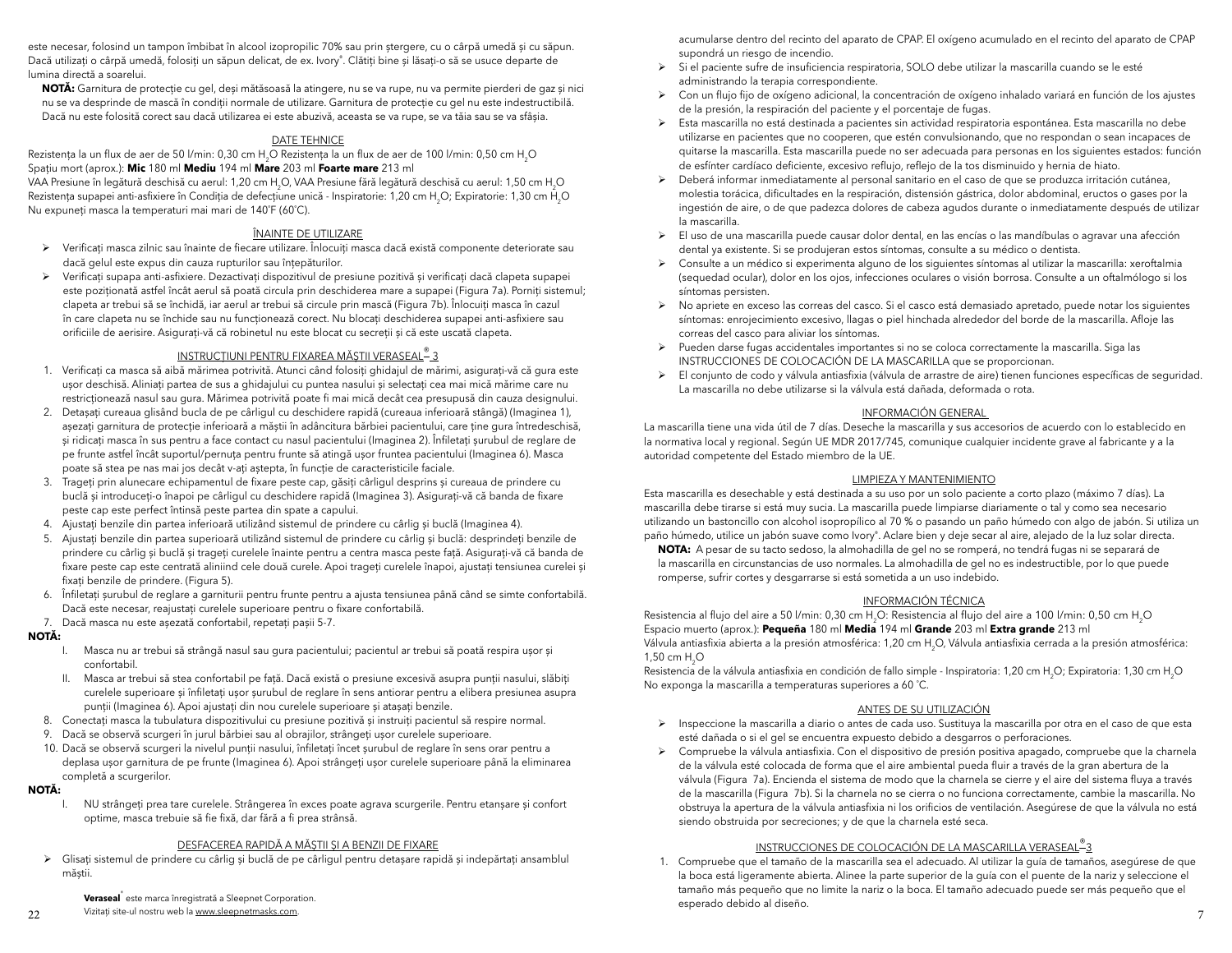este necesar, folosind un tampon îmbibat în alcool izopropilic 70% sau prin ștergere, cu o cârpă umedă și cu săpun. Dacă utilizați o cârpă umedă, folosiți un săpun delicat, de ex. Ivory®. Clătiți bine și lăsați-o să se usuce departe de lumina directă a soarelui.

**NOTĂ:** Garnitura de protecție cu gel, deși mătăsoasă la atingere, nu se va rupe, nu va permite pierderi de gaz și nici nu se va desprinde de mască în condiții normale de utilizare. Garnitura de protecție cu gel nu este indestructibilă. Dacă nu este folosită corect sau dacă utilizarea ei este abuzivă, aceasta se va rupe, se va tăia sau se va sfâșia.

## DATE TEHNICE

Rezistența la un flux de aer de 50 l/min: 0,30 cm $H_2O$ Rezistența la un flux de aer de 100 l/min: 0,50 cm $H_2O$
Spațiu mort (aprox.): **Mic** 180 ml **Mediu** 194 ml **Mare** 203 ml **Foarte mare** 213 ml
VAA Presiune în legătură deschisă cu aerul: 1,20 cm $H_2O$, VAA Presiune fără legătură deschisă cu aerul: 1,50 cm $H_2O$
Rezistența supapei anti-asfixiere în Condiția de defecțiune unică - Inspiratorie: 1,20 cm $H_2O$; Expiratorie: 1,30 cm $H_2O$
Nu expuneți masca la temperaturi mai mari de 140˚F (60˚C).

## ÎNAINTE DE UTILIZARE

- Verificați masca zilnic sau înainte de fiecare utilizare. Înlocuiți masca dacă există componente deteriorate sau dacă gelul este expus din cauza rupturilor sau înțepăturilor.
- Verificați supapa anti-asfixiere. Dezactivați dispozitivul de presiune pozitivă și verificați dacă clapeta supapei este poziționată astfel încât aerul să poată circula prin deschiderea mare a supapei (Figura 7a). Porniți sistemul; clapeta ar trebui să se închidă, iar aerul ar trebui să circule prin mască (Figura 7b). Înlocuiți masca în cazul în care clapeta nu se închide sau nu funcționează corect. Nu blocați deschiderea supapei anti-asfixiere sau orificiile de aerisire. Asigurați-vă că robinetul nu este blocat cu secreții și că este uscată clapeta.

## INSTRUCȚIUNI PENTRU FIXAREA MĂȘTII VERASEAL® 3

1. Verificați ca masca să aibă mărimea potrivită. Atunci când folosiți ghidajul de mărimi, asigurați-vă că gura este ușor deschisă. Aliniați partea de sus a ghidajului cu puntea nasului și selectați cea mai mică mărime care nu restricționează nasul sau gura. Mărimea potrivită poate fi mai mică decât cea presupusă din cauza designului.
2. Detașați cureaua glisând bucla de pe cârligul cu deschidere rapidă (cureaua inferioară stângă) (Imaginea 1), așezați garnitura de protecție inferioară a măștii în adâncitura bărbiei pacientului, care ține gura întredeschisă, și ridicați masca în sus pentru a face contact cu nasul pacientului (Imaginea 2). Înfiletați șurubul de reglare de pe frunte astfel încât suportul/pernuța pentru frunte să atingă ușor fruntea pacientului (Imaginea 6). Masca poate să stea pe nas mai jos decât v-ați aștepta, în funcție de caracteristicile faciale.
3. Trageți prin alunecare echipamentul de fixare peste cap, găsiți cârligul desprins și cureaua de prindere cu buclă și introduceți-o înapoi pe cârligul cu deschidere rapidă (Imaginea 3). Asigurați-vă că banda de fixare peste cap este perfect întinsă peste partea din spate a capului.
4. Ajustați benzile din partea inferioară utilizând sistemul de prindere cu cârlig și buclă (Imaginea 4).
5. Ajustați benzile din partea superioară utilizând sistemul de prindere cu cârlig și buclă: desprindeți benzile de prindere cu cârlig și buclă și trageți curelele înainte pentru a centra masca peste față. Asigurați-vă că banda de fixare peste cap este centrată aliniind cele două curele. Apoi trageți curelele înapoi, ajustați tensiunea curelei și fixați benzile de prindere. (Figura 5).
6. Înfiletați șurubul de reglare a garniturii pentru frunte pentru a ajusta tensiunea până când se simte confortabilă. Dacă este necesar, reajustați curelele superioare pentru o fixare confortabilă.
7. Dacă masca nu este așezată confortabil, repetați pașii 5-7.

**NOTĂ:**

I. Masca nu ar trebui să strângă nasul sau gura pacientului; pacientul ar trebui să poată respira ușor și confortabil.
II. Masca ar trebui să stea confortabil pe față. Dacă există o presiune excesivă asupra punții nasului, slăbiți curelele superioare și înfiletați ușor șurubul de reglare în sens antiorar pentru a elibera presiunea asupra punții (Imaginea 6). Apoi ajustați din nou curelele superioare și atașați benzile.

8. Conectați masca la tubulatura dispozitivului cu presiune pozitivă și instruiți pacientul să respire normal.
9. Dacă se observă scurgeri în jurul bărbiei sau al obrajilor, strângeți ușor curelele superioare.
10. Dacă se observă scurgeri la nivelul punții nasului, înfiletați încet șurubul de reglare în sens orar pentru a deplasa ușor garnitura de pe frunte (Imaginea 6). Apoi strângeți ușor curelele superioare până la eliminarea completă a scurgerilor.

**NOTĂ:**

I. NU strângeți prea tare curelele. Strângerea în exces poate agrava scurgerile. Pentru etanșare și confort optime, masca trebuie să fie fixă, dar fără a fi prea strânsă.

## DESFACEREA RAPIDĂ A MĂȘTII ȘI A BENZII DE FIXARE

- Glisați sistemul de prindere cu cârlig și buclă de pe cârligul pentru detașare rapidă și îndepărtați ansamblul măștii.

**Veraseal**® este marca înregistrată a Sleepnet Corporation.
Vizitați site-ul nostru web la www.sleepnetmasks.com.

acumularse dentro del recinto del aparato de CPAP. El oxígeno acumulado en el recinto del aparato de CPAP supondrá un riesgo de incendio.

- Si el paciente sufre de insuficiencia respiratoria, SOLO debe utilizar la mascarilla cuando se le esté administrando la terapia correspondiente.
- Con un flujo fijo de oxígeno adicional, la concentración de oxígeno inhalado variará en función de los ajustes de la presión, la respiración del paciente y el porcentaje de fugas.
- Esta mascarilla no está destinada a pacientes sin actividad respiratoria espontánea. Esta mascarilla no debe utilizarse en pacientes que no cooperen, que estén convulsionando, que no respondan o sean incapaces de quitarse la mascarilla. Esta mascarilla puede no ser adecuada para personas en los siguientes estados: función de esfínter cardíaco deficiente, excesivo reflujo, reflejo de la tos disminuido y hernia de hiato.
- Deberá informar inmediatamente al personal sanitario en el caso de que se produzca irritación cutánea, molestia torácica, dificultades en la respiración, distensión gástrica, dolor abdominal, eructos o gases por la ingestión de aire, o de que padezca dolores de cabeza agudos durante o inmediatamente después de utilizar la mascarilla.
- El uso de una mascarilla puede causar dolor dental, en las encías o las mandíbulas o agravar una afección dental ya existente. Si se produjeran estos síntomas, consulte a su médico o dentista.
- Consulte a un médico si experimenta alguno de los siguientes síntomas al utilizar la mascarilla: xeroftalmia (sequedad ocular), dolor en los ojos, infecciones oculares o visión borrosa. Consulte a un oftalmólogo si los síntomas persisten.
- No apriete en exceso las correas del casco. Si el casco está demasiado apretado, puede notar los siguientes síntomas: enrojecimiento excesivo, llagas o piel hinchada alrededor del borde de la mascarilla. Afloje las correas del casco para aliviar los síntomas.
- Pueden darse fugas accidentales importantes si no se coloca correctamente la mascarilla. Siga las INSTRUCCIONES DE COLOCACIÓN DE LA MASCARILLA que se proporcionan.
- El conjunto de codo y válvula antiasfixia (válvula de arrastre de aire) tienen funciones específicas de seguridad. La mascarilla no debe utilizarse si la válvula está dañada, deformada o rota.

## INFORMACIÓN GENERAL

La mascarilla tiene una vida útil de 7 días. Deseche la mascarilla y sus accesorios de acuerdo con lo establecido en la normativa local y regional. Según UE MDR 2017/745, comunique cualquier incidente grave al fabricante y a la autoridad competente del Estado miembro de la UE.

## LIMPIEZA Y MANTENIMIENTO

Esta mascarilla es desechable y está destinada a su uso por un solo paciente a corto plazo (máximo 7 días). La mascarilla debe tirarse si está muy sucia. La mascarilla puede limpiarse diariamente o tal y como sea necesario utilizando un bastoncillo con alcohol isopropílico al 70 % o pasando un paño húmedo con algo de jabón. Si utiliza un paño húmedo, utilice un jabón suave como Ivory®. Aclare bien y deje secar al aire, alejado de la luz solar directa.

**NOTA:** A pesar de su tacto sedoso, la almohadilla de gel no se romperá, no tendrá fugas ni se separará de la mascarilla en circunstancias de uso normales. La almohadilla de gel no es indestructible, por lo que puede romperse, sufrir cortes y desgarrarse si está sometida a un uso indebido.

## INFORMACIÓN TÉCNICA

Resistencia al flujo del aire a 50 l/min: 0,30 cm $H_2O$: Resistencia al flujo del aire a 100 l/min: 0,50 cm $H_2O$
Espacio muerto (aprox.): **Pequeña** 180 ml **Media** 194 ml **Grande** 203 ml **Extra grande** 213 ml
Válvula antiasfixia abierta a la presión atmosférica: 1,20 cm $H_2O$, Válvula antiasfixia cerrada a la presión atmosférica: 1,50 cm $H_2O$
Resistencia de la válvula antiasfixia en condición de fallo simple - Inspiratoria: 1,20 cm $H_2O$; Expiratoria: 1,30 cm $H_2O$
No exponga la mascarilla a temperaturas superiores a 60 ˚C.

## ANTES DE SU UTILIZACIÓN

- Inspeccione la mascarilla a diario o antes de cada uso. Sustituya la mascarilla por otra en el caso de que esta esté dañada o si el gel se encuentra expuesto debido a desgarros o perforaciones.
- Compruebe la válvula antiasfixia. Con el dispositivo de presión positiva apagado, compruebe que la charnela de la válvula esté colocada de forma que el aire ambiental pueda fluir a través de la gran abertura de la válvula (Figura 7a). Encienda el sistema de modo que la charnela se cierre y el aire del sistema fluya a través de la mascarilla (Figura 7b). Si la charnela no se cierra o no funciona correctamente, cambie la mascarilla. No obstruya la apertura de la válvula antiasfixia ni los orificios de ventilación. Asegúrese de que la válvula no está siendo obstruida por secreciones; y de que la charnela esté seca.

## INSTRUCCIONES DE COLOCACIÓN DE LA MASCARILLA VERASEAL® 3

1. Compruebe que el tamaño de la mascarilla sea el adecuado. Al utilizar la guía de tamaños, asegúrese de que la boca está ligeramente abierta. Alinee la parte superior de la guía con el puente de la nariz y seleccione el tamaño más pequeño que no limite la nariz o la boca. El tamaño adecuado puede ser más pequeño que el esperado debido al diseño.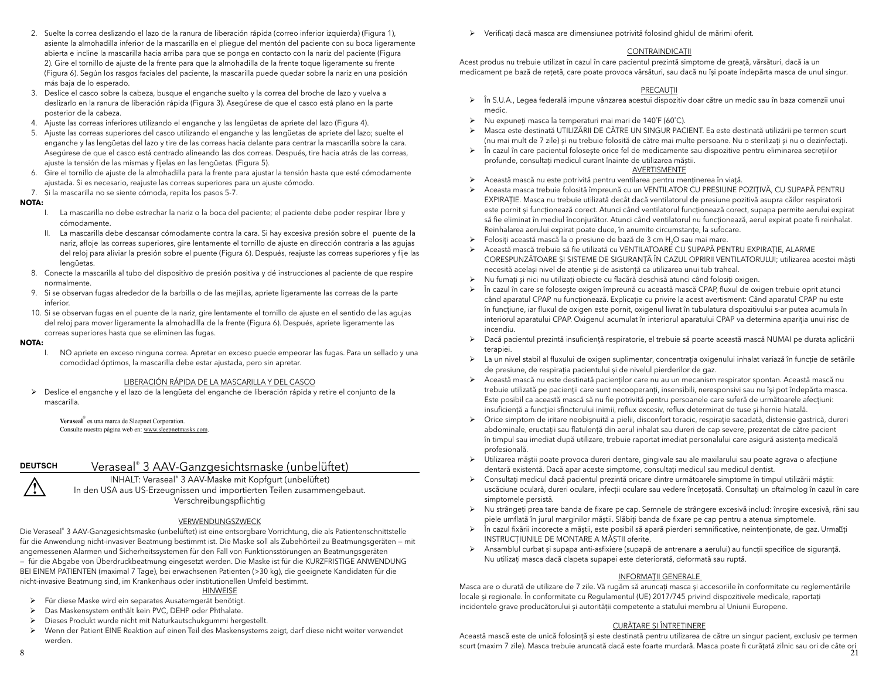2. Suelte la correa deslizando el lazo de la ranura de liberación rápida (correo inferior izquierda) (Figura 1), asiente la almohadilla inferior de la mascarilla en el pliegue del mentón del paciente con su boca ligeramente abierta e incline la mascarilla hacia arriba para que se ponga en contacto con la nariz del paciente (Figura 2). Gire el tornillo de ajuste de la frente para que la almohadilla de la frente toque ligeramente su frente (Figura 6). Según los rasgos faciales del paciente, la mascarilla puede quedar sobre la nariz en una posición más baja de lo esperado.
3. Deslice el casco sobre la cabeza, busque el enganche suelto y la correa del broche de lazo y vuelva a deslizarlo en la ranura de liberación rápida (Figura 3). Asegúrese de que el casco está plano en la parte posterior de la cabeza.
4. Ajuste las correas inferiores utilizando el enganche y las lengüetas de apriete del lazo (Figura 4).
5. Ajuste las correas superiores del casco utilizando el enganche y las lengüetas de apriete del lazo; suelte el enganche y las lengüetas del lazo y tire de las correas hacia delante para centrar la mascarilla sobre la cara. Asegúrese de que el casco está centrado alineando las dos correas. Después, tire hacia atrás de las correas, ajuste la tensión de las mismas y fíjelas en las lengüetas. (Figura 5).
6. Gire el tornillo de ajuste de la almohadilla para la frente para ajustar la tensión hasta que esté cómodamente ajustada. Si es necesario, reajuste las correas superiores para un ajuste cómodo.
7. Si la mascarilla no se siente cómoda, repita los pasos 5-7.

**NOTA:**

I. La mascarilla no debe estrechar la nariz o la boca del paciente; el paciente debe poder respirar libre y cómodamente.
II. La mascarilla debe descansar cómodamente contra la cara. Si hay excesiva presión sobre el puente de la nariz, afloje las correas superiores, gire lentamente el tornillo de ajuste en dirección contraria a las agujas del reloj para aliviar la presión sobre el puente (Figura 6). Después, reajuste las correas superiores y fije las lengüetas.

8. Conecte la mascarilla al tubo del dispositivo de presión positiva y dé instrucciones al paciente de que respire normalmente.
9. Si se observan fugas alrededor de la barbilla o de las mejillas, apriete ligeramente las correas de la parte inferior.
10. Si se observan fugas en el puente de la nariz, gire lentamente el tornillo de ajuste en el sentido de las agujas del reloj para mover ligeramente la almohadilla de la frente (Figura 6). Después, apriete ligeramente las correas superiores hasta que se eliminen las fugas.

**NOTA:**

I. NO apriete en exceso ninguna correa. Apretar en exceso puede empeorar las fugas. Para un sellado y una comodidad óptimos, la mascarilla debe estar ajustada, pero sin apretar.

LIBERACIÓN RÁPIDA DE LA MASCARILLA Y DEL CASCO

- Deslice el enganche y el lazo de la lengüeta del enganche de liberación rápida y retire el conjunto de la mascarilla.

**Veraseal**® es una marca de Sleepnet Corporation.
Consulte nuestra página web en: www.sleepnetmasks.com.

**DEUTSCH**

# Veraseal® 3 AAV-Ganzgesichtsmaske (unbelüftet)

INHALT: Veraseal® 3 AAV-Maske mit Kopfgurt (unbelüftet)
In den USA aus US-Erzeugnissen und importierten Teilen zusammengebaut.
Verschreibungspflichtig

VERWENDUNGSZWECK

Die Veraseal® 3 AAV-Ganzgesichtsmaske (unbelüftet) ist eine entsorgbare Vorrichtung, die als Patientenschnittstelle für die Anwendung nicht-invasiver Beatmung bestimmt ist. Die Maske soll als Zubehörteil zu Beatmungsgeräten – mit angemessenen Alarmen und Sicherheitssystemen für den Fall von Funktionsstörungen an Beatmungsgeräten – für die Abgabe von Überdruckbeatmung eingesetzt werden. Die Maske ist für die KURZFRISTIGE ANWENDUNG BEI EINEM PATIENTEN (maximal 7 Tage), bei erwachsenen Patienten (>30 kg), die geeignete Kandidaten für die nicht-invasive Beatmung sind, im Krankenhaus oder institutionellen Umfeld bestimmt.

HINWEISE

- Für diese Maske wird ein separates Ausatemgerät benötigt.
- Das Maskensystem enthält kein PVC, DEHP oder Phthalate.
- Dieses Produkt wurde nicht mit Naturkautschukgummi hergestellt.
- Wenn der Patient EINE Reaktion auf einen Teil des Maskensystems zeigt, darf diese nicht weiter verwendet werden.

- Verificați dacă masca are dimensiunea potrivită folosind ghidul de mărimi oferit.

CONTRAINDICAȚII

Acest produs nu trebuie utilizat în cazul în care pacientul prezintă simptome de greață, vărsături, dacă ia un medicament pe bază de rețetă, care poate provoca vărsături, sau dacă nu își poate îndepărta masca de unul singur.

PRECAUȚII

- În S.U.A., Legea federală impune vânzarea acestui dispozitiv doar către un medic sau în baza comenzii unui medic.
- Nu expuneți masca la temperaturi mai mari de 140˚F (60˚C).
- Masca este destinată UTILIZĂRII DE CĂTRE UN SINGUR PACIENT. Ea este destinată utilizării pe termen scurt (nu mai mult de 7 zile) și nu trebuie folosită de către mai multe persoane. Nu o sterilizați și nu o dezinfectați.
- În cazul în care pacientul folosește orice fel de medicamente sau dispozitive pentru eliminarea secrețiilor profunde, consultați medicul curant înainte de utilizarea măștii.

AVERTISMENTE

- Această mască nu este potrivită pentru ventilarea pentru menținerea în viață.
- Aceasta masca trebuie folosită împreună cu un VENTILATOR CU PRESIUNE POZIȚIVĂ, CU SUPAPĂ PENTRU EXPIRAȚIE. Masca nu trebuie utilizată decât dacă ventilatorul de presiune pozitivă asupra căilor respiratorii este pornit și funcționează corect. Atunci când ventilatorul funcționează corect, supapa permite aerului expirat să fie eliminat în mediul înconjurător. Atunci când ventilatorul nu funcționează, aerul expirat poate fi reinhalat. Reinhalarea aerului expirat poate duce, în anumite circumstanțe, la sufocare.
- Folosiți această mască la o presiune de bază de 3 cm $H_2O$ sau mai mare.
- Această mască trebuie să fie utilizată cu VENTILATOARE CU SUPAPĂ PENTRU EXPIRAȚIE, ALARME CORESPUNZĂTOARE ȘI SISTEME DE SIGURANȚĂ ÎN CAZUL OPRIRII VENTILATORULUI; utilizarea acestei măști necesită același nivel de atenție și de asistență ca utilizarea unui tub traheal.
- Nu fumați și nici nu utilizați obiecte cu flacără deschisă atunci când folosiți oxigen.
- În cazul în care se folosește oxigen împreună cu această mască CPAP, fluxul de oxigen trebuie oprit atunci când aparatul CPAP nu funcționează. Explicație cu privire la acest avertisment: Când aparatul CPAP nu este în funcțiune, iar fluxul de oxigen este pornit, oxigenul livrat în tubulatura dispozitivului s-ar putea acumula în interiorul aparatului CPAP. Oxigenul acumulat în interiorul aparatului CPAP va determina apariția unui risc de incendiu.
- Dacă pacientul prezintă insuficiență respiratorie, el trebuie să poarte această mască NUMAI pe durata aplicării terapiei.
- La un nivel stabil al fluxului de oxigen suplimentar, concentrația oxigenului inhalat variază în funcție de setările de presiune, de respirația pacientului și de nivelul pierderilor de gaz.
- Această mască nu este destinată pacienților care nu au un mecanism respirator spontan. Această mască nu trebuie utilizată pe pacienții care sunt necooperanți, insensibili, nereponsivi sau nu își pot îndepărta masca. Este posibil ca această mască să nu fie potrivită pentru persoanele care suferă de următoarele afecțiuni: insuficiență a funcției sfincterului inimii, reflux excesiv, reflux determinat de tuse și hernie hiatală.
- Orice simptom de iritare neobișnuită a pielii, disconfort toracic, respirație sacadată, distensie gastrică, dureri abdominale, eructații sau flatulență din aerul inhalat sau dureri de cap severe, prezentat de către pacient în timpul sau imediat după utilizare, trebuie raportat imediat personalului care asigură asistența medicală profesională.
- Utilizarea măștii poate provoca dureri dentare, gingivale sau ale maxilarului sau poate agrava o afecțiune dentară existentă. Dacă apar aceste simptome, consultați medicul sau medicul dentist.
- Consultați medicul dacă pacientul prezintă oricare dintre următoarele simptome în timpul utilizării măștii: uscăciune oculară, dureri oculare, infecții oculare sau vedere încețoșată. Consultați un oftalmolog în cazul în care simptomele persistă.
- Nu strângeți prea tare banda de fixare pe cap. Semnele de strângere excesivă includ: înroșire excesivă, răni sau piele umflată în jurul marginilor măștii. Slăbiți banda de fixare pe cap pentru a atenua simptomele.
- În cazul fixării incorecte a măștii, este posibil să apară pierderi semnificative, neintenționate, de gaz. Urmați INSTRUCȚIUNILE DE MONTARE A MĂȘTII oferite.
- Ansamblul curbat și supapa anti-asfixiere (supapă de antrenare a aerului) au funcții specifice de siguranță. Nu utilizați masca dacă clapeta supapei este deteriorată, deformată sau ruptă.

INFORMAȚII GENERALE

Masca are o durată de utilizare de 7 zile. Vă rugăm să aruncați masca și accesoriile în conformitate cu reglementările locale și regionale. În conformitate cu Regulamentul (UE) 2017/745 privind dispozitivele medicale, raportați incidentele grave producătorului și autorității competente a statului membru al Uniunii Europene.

CURĂȚARE ȘI ÎNTREȚINERE

Această mască este de unică folosință și este destinată pentru utilizarea de către un singur pacient, exclusiv pe termen scurt (maxim 7 zile). Masca trebuie aruncată dacă este foarte murdară. Masca poate fi curățată zilnic sau ori de câte ori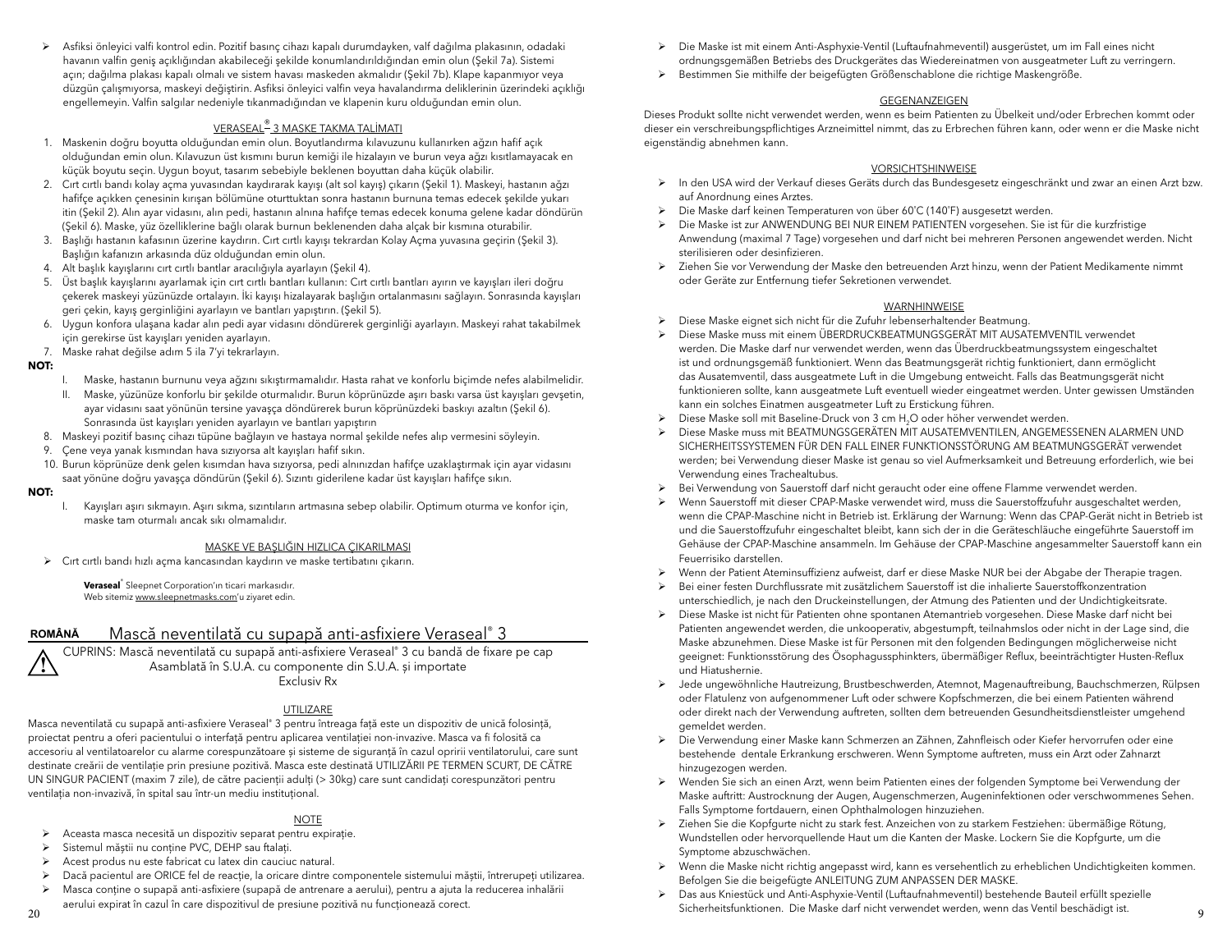- Asfiksi önleyici valfi kontrol edin. Pozitif basınç cihazı kapalı durumdayken, valf dağılma plakasının, odadaki havanın valfin geniş açıklığından akabileceği şekilde konumlandırıldığından emin olun (Şekil 7a). Sistemi açın; dağılma plakası kapalı olmalı ve sistem havası maskeden akmalıdır (Şekil 7b). Klape kapanmıyor veya düzgün çalışmıyorsa, maskeyi değiştirin. Asfiksi önleyici valfin veya havalandırma deliklerinin üzerindeki açıklığı engellemeyin. Valfin salgılar nedeniyle tıkanmadığından ve klapenin kuru olduğundan emin olun.

## VERASEAL® 3 MASKE TAKMA TALİMATI

1. Maskenin doğru boyutta olduğundan emin olun. Boyutlandırma kılavuzunu kullanırken ağzın hafif açık olduğundan emin olun. Kılavuzun üst kısmını burun kemiği ile hizalayın ve burun veya ağzı kısıtlamayacak en küçük boyutu seçin. Uygun boyut, tasarım sebebiyle beklenen boyuttan daha küçük olabilir.
2. Cırt cırtlı bandı kolay açma yuvasından kaydırarak kayışı (alt sol kayış) çıkarın (Şekil 1). Maskeyi, hastanın ağzı hafifçe açıkken çenesinin kırışan bölümüne oturttuktan sonra hastanın burnuna temas edecek şekilde yukarı itin (Şekil 2). Alın ayar vidasını, alın pedi, hastanın alnına hafifçe temas edecek konuma gelene kadar döndürün (Şekil 6). Maske, yüz özelliklerine bağlı olarak burnun beklenenden daha alçak bir kısmına oturabilir.
3. Başlığı hastanın kafasının üzerine kaydırın. Cırt cırtlı kayışı tekrardan Kolay Açma yuvasına geçirin (Şekil 3). Başlığın kafanızın arkasında düz olduğundan emin olun.
4. Alt başlık kayışlarını cırt cırtlı bantlar aracılığıyla ayarlayın (Şekil 4).
5. Üst başlık kayışlarını ayarlamak için cırt cırtlı bantları kullanın: Cırt cırtlı bantları ayırın ve kayışları ileri doğru çekerek maskeyi yüzünüzde ortalayın. İki kayışı hizalayarak başlığın ortalanmasını sağlayın. Sonrasında kayışları geri çekin, kayış gerginliğini ayarlayın ve bantları yapıştırın. (Şekil 5).
6. Uygun konfora ulaşana kadar alın pedi ayar vidasını döndürerek gerginliği ayarlayın. Maskeyi rahat takabilmek için gerekirse üst kayışları yeniden ayarlayın.
7. Maske rahat değilse adım 5 ila 7'yi tekrarlayın.

**NOT:**

I. Maske, hastanın burnunu veya ağzını sıkıştırmamalıdır. Hasta rahat ve konforlu biçimde nefes alabilmelidir.
II. Maske, yüzünüze konforlu bir şekilde oturmalıdır. Burun köprünüzde aşırı baskı varsa üst kayışları gevşetin, ayar vidasını saat yönünün tersine yavaşça döndürerek burun köprünüzdeki baskıyı azaltın (Şekil 6). Sonrasında üst kayışları yeniden ayarlayın ve bantları yapıştırın

8. Maskeyi pozitif basınç cihazı tüpüne bağlayın ve hastaya normal şekilde nefes alıp vermesini söyleyin.
9. Çene veya yanak kısmından hava sızıyorsa alt kayışları hafif sıkın.
10. Burun köprünüze denk gelen kısımdan hava sızıyorsa, pedi alnınızdan hafifçe uzaklaştırmak için ayar vidasını saat yönüne doğru yavaşça döndürün (Şekil 6). Sızıntı giderilene kadar üst kayışları hafifçe sıkın.

**NOT:**

I. Kayışları aşırı sıkmayın. Aşırı sıkma, sızıntıların artmasına sebep olabilir. Optimum oturma ve konfor için, maske tam oturmalı ancak sıkı olmamalıdır.

## MASKE VE BAŞLIĞIN HIZLICA ÇIKARILMASI

- Cırt cırtlı bandı hızlı açma kancasından kaydırın ve maske tertibatını çıkarın.

**Veraseal**® Sleepnet Corporation'ın ticari markasıdır.
Web sitemiz www.sleepnetmasks.com'u ziyaret edin.

# ROMÂNĂ Mască neventilată cu supapă anti-asfixiere Veraseal® 3

CUPRINS: Mască neventilată cu supapă anti-asfixiere Veraseal® 3 cu bandă de fixare pe cap
Asamblată în S.U.A. cu componente din S.U.A. și importate
Exclusiv Rx

## UTILIZARE

Masca neventilată cu supapă anti-asfixiere Veraseal® 3 pentru întreaga față este un dispozitiv de unică folosință, proiectat pentru a oferi pacientului o interfață pentru aplicarea ventilației non-invazive. Masca va fi folosită ca accesoriu al ventilatoarelor cu alarme corespunzătoare și sisteme de siguranță în cazul opririi ventilatorului, care sunt destinate creării de ventilație prin presiune pozitivă. Masca este destinată UTILIZĂRII PE TERMEN SCURT, DE CĂTRE UN SINGUR PACIENT (maxim 7 zile), de către pacienții adulți (> 30kg) care sunt candidați corespunzători pentru ventilația non-invazivă, în spital sau într-un mediu instituțional.

## NOTE

- Aceasta masca necesită un dispozitiv separat pentru expirație.
- Sistemul măștii nu conține PVC, DEHP sau ftalați.
- Acest produs nu este fabricat cu latex din cauciuc natural.
- Dacă pacientul are ORICE fel de reacție, la oricare dintre componentele sistemului măștii, întrerupeți utilizarea.
- Masca conține o supapă anti-asfixiere (supapă de antrenare a aerului), pentru a ajuta la reducerea inhalării aerului expirat în cazul în care dispozitivul de presiune pozitivă nu funcționează corect.

- Die Maske ist mit einem Anti-Asphyxie-Ventil (Luftaufnahmeventil) ausgerüstet, um im Fall eines nicht ordnungsgemäßen Betriebs des Druckgerätes das Wiedereinatmen von ausgeatmeter Luft zu verringern.
- Bestimmen Sie mithilfe der beigefügten Größenschablone die richtige Maskengröße.

## GEGENANZEIGEN

Dieses Produkt sollte nicht verwendet werden, wenn es beim Patienten zu Übelkeit und/oder Erbrechen kommt oder dieser ein verschreibungspflichtiges Arzneimittel nimmt, das zu Erbrechen führen kann, oder wenn er die Maske nicht eigenständig abnehmen kann.

## VORSICHTSHINWEISE

- In den USA wird der Verkauf dieses Geräts durch das Bundesgesetz eingeschränkt und zwar an einen Arzt bzw. auf Anordnung eines Arztes.
- Die Maske darf keinen Temperaturen von über 60°C (140°F) ausgesetzt werden.
- Die Maske ist zur ANWENDUNG BEI NUR EINEM PATIENTEN vorgesehen. Sie ist für die kurzfristige Anwendung (maximal 7 Tage) vorgesehen und darf nicht bei mehreren Personen angewendet werden. Nicht sterilisieren oder desinfizieren.
- Ziehen Sie vor Verwendung der Maske den betreuenden Arzt hinzu, wenn der Patient Medikamente nimmt oder Geräte zur Entfernung tiefer Sekretionen verwendet.

## WARNHINWEISE

- Diese Maske eignet sich nicht für die Zufuhr lebenserhaltender Beatmung.
- Diese Maske muss mit einem ÜBERDRUCKBEATMUNGSGERÄT MIT AUSATEMVENTIL verwendet werden. Die Maske darf nur verwendet werden, wenn das Überdruckbeatmungssystem eingeschaltet ist und ordnungsgemäß funktioniert. Wenn das Beatmungsgerät richtig funktioniert, dann ermöglicht das Ausatemventil, dass ausgeatmete Luft in die Umgebung entweicht. Falls das Beatmungsgerät nicht funktionieren sollte, kann ausgeatmete Luft eventuell wieder eingeatmet werden. Unter gewissen Umständen kann ein solches Einatmen ausgeatmeter Luft zu Erstickung führen.
- Diese Maske soll mit Baseline-Druck von 3 cm $H_2O$ oder höher verwendet werden.
- Diese Maske muss mit BEATMUNGSGERÄTEN MIT AUSATEMVENTILEN, ANGEMESSENEN ALARMEN UND SICHERHEITSSYSTEMEN FÜR DEN FALL EINER FUNKTIONSSTÖRUNG AM BEATMUNGSGERÄT verwendet werden; bei Verwendung dieser Maske ist genau so viel Aufmerksamkeit und Betreuung erforderlich, wie bei Verwendung eines Trachealtubus.
- Bei Verwendung von Sauerstoff darf nicht geraucht oder eine offene Flamme verwendet werden.
- Wenn Sauerstoff mit dieser CPAP-Maske verwendet wird, muss die Sauerstoffzufuhr ausgeschaltet werden, wenn die CPAP-Maschine nicht in Betrieb ist. Erklärung der Warnung: Wenn das CPAP-Gerät nicht in Betrieb ist und die Sauerstoffzufuhr eingeschaltet bleibt, kann sich der in die Geräteschläuche eingeführte Sauerstoff im Gehäuse der CPAP-Maschine ansammeln. Im Gehäuse der CPAP-Maschine angesammelter Sauerstoff kann ein Feuerrisiko darstellen.
- Wenn der Patient Ateminsuffizienz aufweist, darf er diese Maske NUR bei der Abgabe der Therapie tragen.
- Bei einer festen Durchflussrate mit zusätzlichem Sauerstoff ist die inhalierte Sauerstoffkonzentration unterschiedlich, je nach den Druckeinstellungen, der Atmung des Patienten und der Undichtigkeitsrate.
- Diese Maske ist nicht für Patienten ohne spontanen Atemantrieb vorgesehen. Diese Maske darf nicht bei Patienten angewendet werden, die unkooperativ, abgestumpft, teilnahmslos oder nicht in der Lage sind, die Maske abzunehmen. Diese Maske ist für Personen mit den folgenden Bedingungen möglicherweise nicht geeignet: Funktionsstörung des Ösophagussphinkters, übermäßiger Reflux, beeinträchtigter Husten-Reflux und Hiatushernie.
- Jede ungewöhnliche Hautreizung, Brustbeschwerden, Atemnot, Magenauftreibung, Bauchschmerzen, Rülpsen oder Flatulenz von aufgenommener Luft oder schwere Kopfschmerzen, die bei einem Patienten während oder direkt nach der Verwendung auftreten, sollten dem betreuenden Gesundheitsdienstleister umgehend gemeldet werden.
- Die Verwendung einer Maske kann Schmerzen an Zähnen, Zahnfleisch oder Kiefer hervorrufen oder eine bestehende dentale Erkrankung erschweren. Wenn Symptome auftreten, muss ein Arzt oder Zahnarzt hinzugezogen werden.
- Wenden Sie sich an einen Arzt, wenn beim Patienten eines der folgenden Symptome bei Verwendung der Maske auftritt: Austrocknung der Augen, Augenschmerzen, Augeninfektionen oder verschwommenes Sehen. Falls Symptome fortdauern, einen Ophthalmologen hinzuziehen.
- Ziehen Sie die Kopfgurte nicht zu stark fest. Anzeichen von zu starkem Festziehen: übermäßige Rötung, Wundstellen oder hervorquellende Haut um die Kanten der Maske. Lockern Sie die Kopfgurte, um die Symptome abzuschwächen.
- Wenn die Maske nicht richtig angepasst wird, kann es versehentlich zu erheblichen Undichtigkeiten kommen. Befolgen Sie die beigefügte ANLEITUNG ZUM ANPASSEN DER MASKE.
- Das aus Kniestück und Anti-Asphyxie-Ventil (Luftaufnahmeventil) bestehende Bauteil erfüllt spezielle Sicherheitsfunktionen. Die Maske darf nicht verwendet werden, wenn das Ventil beschädigt ist.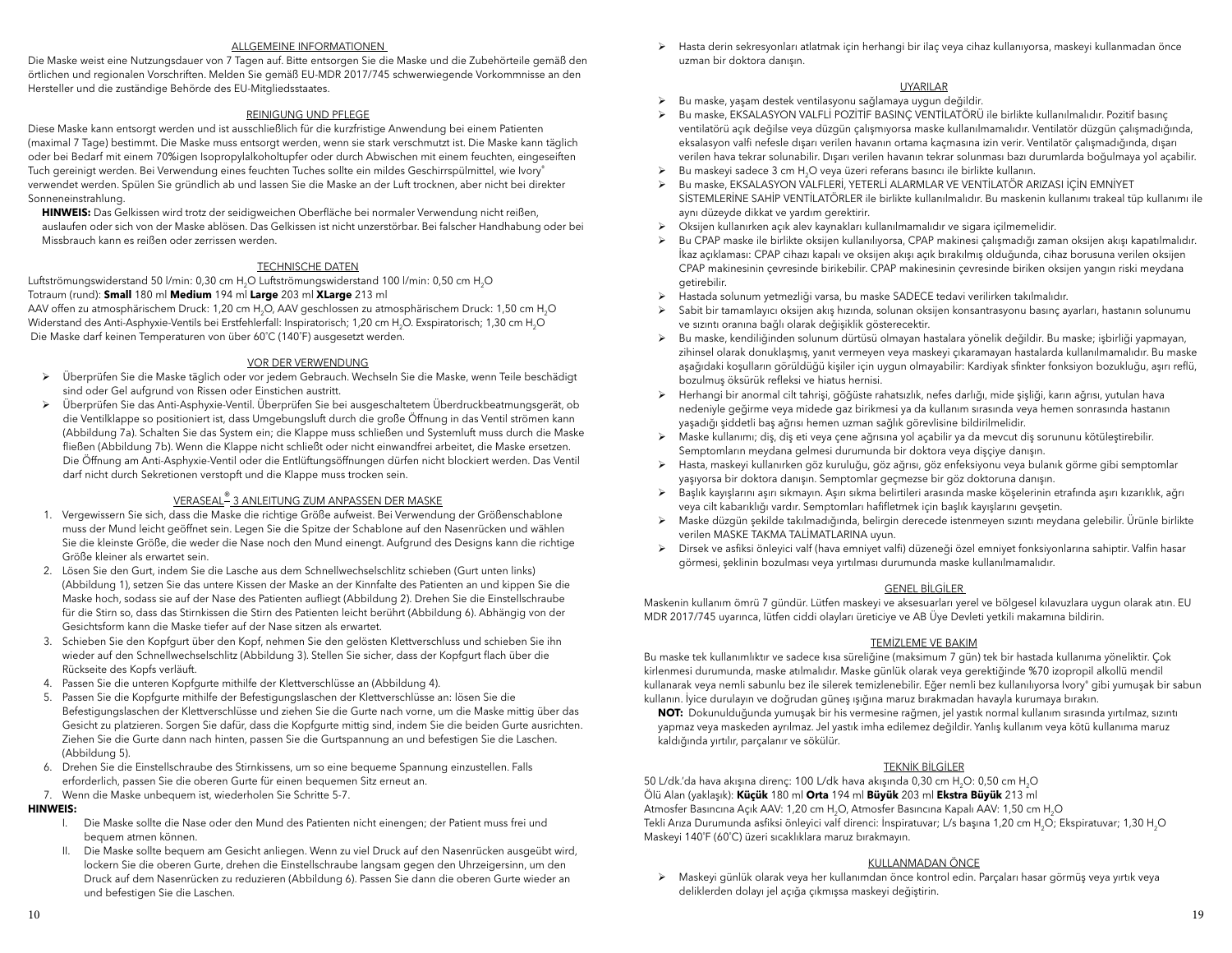## ALLGEMEINE INFORMATIONEN

Die Maske weist eine Nutzungsdauer von 7 Tagen auf. Bitte entsorgen Sie die Maske und die Zubehörteile gemäß den örtlichen und regionalen Vorschriften. Melden Sie gemäß EU-MDR 2017/745 schwerwiegende Vorkommnisse an den Hersteller und die zuständige Behörde des EU-Mitgliedsstaates.

## REINIGUNG UND PFLEGE

Diese Maske kann entsorgt werden und ist ausschließlich für die kurzfristige Anwendung bei einem Patienten (maximal 7 Tage) bestimmt. Die Maske muss entsorgt werden, wenn sie stark verschmutzt ist. Die Maske kann täglich oder bei Bedarf mit einem 70%igen Isopropylalkoholtupfer oder durch Abwischen mit einem feuchten, eingeseiften Tuch gereinigt werden. Bei Verwendung eines feuchten Tuches sollte ein mildes Geschirrspülmittel, wie Ivory® verwendet werden. Spülen Sie gründlich ab und lassen Sie die Maske an der Luft trocknen, aber nicht bei direkter Sonneneinstrahlung.

**HINWEIS:** Das Gelkissen wird trotz der seidigweichen Oberfläche bei normaler Verwendung nicht reißen, auslaufen oder sich von der Maske ablösen. Das Gelkissen ist nicht unzerstörbar. Bei falscher Handhabung oder bei Missbrauch kann es reißen oder zerrissen werden.

## TECHNISCHE DATEN

Luftströmungswiderstand 50 l/min: 0,30 cm $H_2O$ Luftströmungswiderstand 100 l/min: 0,50 cm $H_2O$
Totraum (rund): **Small** 180 ml **Medium** 194 ml **Large** 203 ml **XLarge** 213 ml
AAV offen zu atmosphärischem Druck: 1,20 cm $H_2O$, AAV geschlossen zu atmosphärischem Druck: 1,50 cm $H_2O$
Widerstand des Anti-Asphyxie-Ventils bei Erstfehlerfall: Inspiratorisch; 1,20 cm $H_2O$. Exspiratorisch; 1,30 cm $H_2O$
Die Maske darf keinen Temperaturen von über 60°C (140°F) ausgesetzt werden.

## VOR DER VERWENDUNG

- Überprüfen Sie die Maske täglich oder vor jedem Gebrauch. Wechseln Sie die Maske, wenn Teile beschädigt sind oder Gel aufgrund von Rissen oder Einstichen austritt.
- Überprüfen Sie das Anti-Asphyxie-Ventil. Überprüfen Sie bei ausgeschaltetem Überdruckbeatmungsgerät, ob die Ventilklappe so positioniert ist, dass Umgebungsluft durch die große Öffnung in das Ventil strömen kann (Abbildung 7a). Schalten Sie das System ein; die Klappe muss schließen und Systemluft muss durch die Maske fließen (Abbildung 7b). Wenn die Klappe nicht schließt oder nicht einwandfrei arbeitet, die Maske ersetzen. Die Öffnung am Anti-Asphyxie-Ventil oder die Entlüftungsöffnungen dürfen nicht blockiert werden. Das Ventil darf nicht durch Sekretionen verstopft und die Klappe muss trocken sein.

## VERASEAL® 3 ANLEITUNG ZUM ANPASSEN DER MASKE

1. Vergewissern Sie sich, dass die Maske die richtige Größe aufweist. Bei Verwendung der Größenschablone muss der Mund leicht geöffnet sein. Legen Sie die Spitze der Schablone auf den Nasenrücken und wählen Sie die kleinste Größe, die weder die Nase noch den Mund einengt. Aufgrund des Designs kann die richtige Größe kleiner als erwartet sein.
2. Lösen Sie den Gurt, indem Sie die Lasche aus dem Schnellwechselschlitz schieben (Gurt unten links) (Abbildung 1), setzen Sie das untere Kissen der Maske an der Kinnfalte des Patienten an und kippen Sie die Maske hoch, sodass sie auf der Nase des Patienten aufliegt (Abbildung 2). Drehen Sie die Einstellschraube für die Stirn so, dass das Stirnkissen die Stirn des Patienten leicht berührt (Abbildung 6). Abhängig von der Gesichtsform kann die Maske tiefer auf der Nase sitzen als erwartet.
3. Schieben Sie den Kopfgurt über den Kopf, nehmen Sie den gelösten Klettverschluss und schieben Sie ihn wieder auf den Schnellwechselschlitz (Abbildung 3). Stellen Sie sicher, dass der Kopfgurt flach über die Rückseite des Kopfs verläuft.
4. Passen Sie die unteren Kopfgurte mithilfe der Klettverschlüsse an (Abbildung 4).
5. Passen Sie die Kopfgurte mithilfe der Befestigungslaschen der Klettverschlüsse an: lösen Sie die Befestigungslaschen der Klettverschlüsse und ziehen Sie die Gurte nach vorne, um die Maske mittig über das Gesicht zu platzieren. Sorgen Sie dafür, dass die Kopfgurte mittig sind, indem Sie die beiden Gurte ausrichten. Ziehen Sie die Gurte dann nach hinten, passen Sie die Gurtspannung an und befestigen Sie die Laschen. (Abbildung 5).
6. Drehen Sie die Einstellschraube des Stirnkissens, um so eine bequeme Spannung einzustellen. Falls erforderlich, passen Sie die oberen Gurte für einen bequemen Sitz erneut an.
7. Wenn die Maske unbequem ist, wiederholen Sie Schritte 5-7.

**HINWEIS:**

I. Die Maske sollte die Nase oder den Mund des Patienten nicht einengen; der Patient muss frei und bequem atmen können.

II. Die Maske sollte bequem am Gesicht anliegen. Wenn zu viel Druck auf den Nasenrücken ausgeübt wird, lockern Sie die oberen Gurte, drehen die Einstellschraube langsam gegen den Uhrzeigersinn, um den Druck auf den Nasenrücken zu reduzieren (Abbildung 6). Passen Sie dann die oberen Gurte wieder an und befestigen Sie die Laschen.

- Hasta derin sekresyonları atlatmak için herhangi bir ilaç veya cihaz kullanıyorsa, maskeyi kullanmadan önce uzman bir doktora danışın.

## UYARILAR

- Bu maske, yaşam destek ventilasyonu sağlamaya uygun değildir.
- Bu maske, EKSALASYON VALFLİ POZİTİF BASINÇ VENTİLATÖRÜ ile birlikte kullanılmalıdır. Pozitif basınç ventilatörü açık değilse veya düzgün çalışmıyorsa maske kullanılmamalıdır. Ventilatör düzgün çalışmadığında, eksalasyon valfi nefesle dışarı verilen havanın ortama kaçmasına izin verir. Ventilatör çalışmadığında, dışarı verilen hava tekrar solunabilir. Dışarı verilen havanın tekrar solunması bazı durumlarda boğulmaya yol açabilir.
- Bu maskeyi sadece 3 cm $H_2O$ veya üzeri referans basıncı ile birlikte kullanın.
- Bu maske, EKSALASYON VALFLERİ, YETERLİ ALARMLAR VE VENTİLATÖR ARIZASI İÇİN EMNİYET SİSTEMLERİNE SAHİP VENTİLATÖRLER ile birlikte kullanılmalıdır. Bu maskenin kullanımı trakeal tüp kullanımı ile aynı düzeyde dikkat ve yardım gerektirir.
- Oksijen kullanırken açık alev kaynakları kullanılmamalıdır ve sigara içilmemelidir.
- Bu CPAP maske ile birlikte oksijen kullanılıyorsa, CPAP makinesi çalışmadığı zaman oksijen akışı kapatılmalıdır. İkaz açıklaması: CPAP cihazı kapalı ve oksijen akışı açık bırakılmış olduğunda, cihaz borusuna verilen oksijen CPAP makinesinin çevresinde birikebilir. CPAP makinesinin çevresinde biriken oksijen yangın riski meydana getirebilir.
- Hastada solunum yetmezliği varsa, bu maske SADECE tedavi verilirken takılmalıdır.
- Sabit bir tamamlayıcı oksijen akış hızında, solunan oksijen konsantrasyonu basınç ayarları, hastanın solunumu ve sızıntı oranına bağlı olarak değişiklik gösterecektir.
- Bu maske, kendiliğinden solunum dürtüsü olmayan hastalara yönelik değildir. Bu maske; işbirliği yapmayan, zihinsel olarak donuklaşmış, yanıt vermeyen veya maskeyi çıkaramayan hastalarda kullanılmamalıdır. Bu maske aşağıdaki koşulların görüldüğü kişiler için uygun olmayabilir: Kardiyak sfinkter fonksiyon bozukluğu, aşırı reflü, bozulmuş öksürük refleksi ve hiatus hernisi.
- Herhangi bir anormal cilt tahrişi, göğüste rahatsızlık, nefes darlığı, mide şişliği, karın ağrısı, yutulan hava nedeniyle geğirme veya midede gaz birikmesi ya da kullanım sırasında veya hemen sonrasında hastanın yaşadığı şiddetli baş ağrısı hemen uzman sağlık görevlisine bildirilmelidir.
- Maske kullanımı; diş, diş eti veya çene ağrısına yol açabilir ya da mevcut diş sorununu kötüleştirebilir. Semptomların meydana gelmesi durumunda bir doktora veya dişçiye danışın.
- Hasta, maskeyi kullanırken göz kuruluğu, göz ağrısı, göz enfeksiyonu veya bulanık görme gibi semptomlar yaşıyorsa bir doktora danışın. Semptomlar geçmezse bir göz doktoruna danışın.
- Başlık kayışlarını aşırı sıkmayın. Aşırı sıkma belirtileri arasında maske köşelerinin etrafında aşırı kızarıklık, ağrı veya cilt kabarıklığı vardır. Semptomları hafifletmek için başlık kayışlarını gevşetin.
- Maske düzgün şekilde takılmadığında, belirgin derecede istenmeyen sızıntı meydana gelebilir. Ürünle birlikte verilen MASKE TAKMA TALİMATLARINA uyun.
- Dirsek ve asfiksi önleyici valf (hava emniyet valfi) düzeneği özel emniyet fonksiyonlarına sahiptir. Valfin hasar görmesi, şeklinin bozulması veya yırtılması durumunda maske kullanılmamalıdır.

## GENEL BİLGİLER

Maskenin kullanım ömrü 7 gündür. Lütfen maskeyi ve aksesuarları yerel ve bölgesel kılavuzlara uygun olarak atın. EU MDR 2017/745 uyarınca, lütfen ciddi olayları üreticiye ve AB Üye Devleti yetkili makamına bildirin.

## TEMİZLEME VE BAKIM

Bu maske tek kullanımlıktır ve sadece kısa süreliğine (maksimum 7 gün) tek bir hastada kullanıma yöneliktir. Çok kirlenmesi durumunda, maske atılmalıdır. Maske günlük olarak veya gerektiğinde %70 izopropil alkollü mendil kullanarak veya nemli sabunlu bez ile silerek temizlenebilir. Eğer nemli bez kullanılıyorsa Ivory® gibi yumuşak bir sabun kullanın. İyice durulayın ve doğrudan güneş ışığına maruz bırakmadan havayla kurumaya bırakın.

**NOT:** Dokunulduğunda yumuşak bir his vermesine rağmen, jel yastık normal kullanım sırasında yırtılmaz, sızıntı yapmaz veya maskeden ayrılmaz. Jel yastık imha edilemez değildir. Yanlış kullanım veya kötü kullanıma maruz kaldığında yırtılır, parçalanır ve sökülür.

## TEKNİK BİLGİLER

50 L/dk.'da hava akışına direnç: 100 L/dk hava akışında 0,30 cm $H_2O$: 0,50 cm $H_2O$
Ölü Alan (yaklaşık): **Küçük** 180 ml **Orta** 194 ml **Büyük** 203 ml **Ekstra Büyük** 213 ml
Atmosfer Basıncına Açık AAV: 1,20 cm $H_2O$, Atmosfer Basıncına Kapalı AAV: 1,50 cm $H_2O$
Tekli Arıza Durumunda asfiksi önleyici valf direnci: İnspiratuvar; L/s başına 1,20 cm $H_2O$; Ekspiratuvar; 1,30 $H_2O$
Maskeyi 140°F (60°C) üzeri sıcaklıklara maruz bırakmayın.

## KULLANMADAN ÖNCE

- Maskeyi günlük olarak veya her kullanımdan önce kontrol edin. Parçaları hasar görmüş veya yırtık veya deliklerden dolayı jel açığa çıkmışsa maskeyi değiştirin.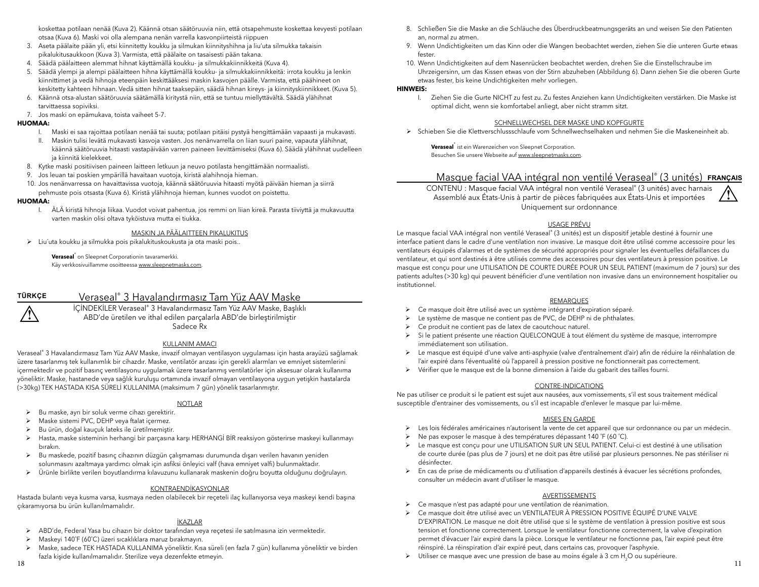koskettaa potilaan nenää (Kuva 2). Käännä otsan säätöruuvia niin, että otsapehmuste koskettaa kevyesti potilaan otsaa (Kuva 6). Maski voi olla alempana nenän varrella kasvonpiirteistä riippuen

3. Aseta päälaite pään yli, etsi kiinnitetty koukku ja silmukan kiinnityshihna ja liu'uta silmukka takaisin pikalukitusaukkoon (Kuva 3). Varmista, että päälaite on tasaisesti pään takana.
4. Säädä päälaitteen alemmat hihnat käyttämällä koukku- ja silmukkakiinnikkeitä (Kuva 4).
5. Säädä ylempi ja alempi päälaitteen hihna käyttämällä koukku- ja silmukkakiinnikkeitä: irrota koukku ja lenkin kiinnittimet ja vedä hihnoja eteenpäin keskittääksesi maskin kasvojen päälle. Varmista, että päähineet on keskitetty kahteen hihnaan. Vedä sitten hihnat taaksepäin, säädä hihnan kireys- ja kiinnityskiinnikkeet. (Kuva 5).
6. Käännä otsa-alustan säätöruuvia säätämällä kiristystä niin, että se tuntuu miellyttävältä. Säädä ylähihnat tarvittaessa sopiviksi.
7. Jos maski on epämukava, toista vaiheet 5-7.

**HUOMAA:**

I. Maski ei saa rajoittaa potilaan nenää tai suuta; potilaan pitäisi pystyä hengittämään vapaasti ja mukavasti.
II. Maskin tulisi levätä mukavasti kasvoja vasten. Jos nenänvarrella on liian suuri paine, vapauta ylähihnat, käännä säätöruuvia hitaasti vastapäivään varren paineen lievittämiseksi (Kuva 6). Säädä ylähihnat uudelleen ja kiinnitä kielekkeet.

8. Kytke maski positiivisen paineen laitteen letkuun ja neuvo potilasta hengittämään normaalisti.
9. Jos leuan tai poskien ympärillä havaitaan vuotoja, kiristä alahihnoja hieman.
10. Jos nenänvarressa on havaittavissa vuotoja, käännä säätöruuvia hitaasti myötä päivään hieman ja siirrä pehmuste pois otsasta (Kuva 6). Kiristä ylähihnoja hieman, kunnes vuodot on poistettu.

**HUOMAA:**

I. ÄLÄ kiristä hihnoja liikaa. Vuodot voivat pahentua, jos remmi on liian kireä. Parasta tiiviyttä ja mukavuutta varten maskin olisi oltava tyköistuva mutta ei tiukka.

MASKIN JA PÄÄLAITTEEN PIKALUKITUS

- Liu'uta koukku ja silmukka pois pikalukituskoukusta ja ota maski pois..

**Veraseal**® on Sleepnet Corporationin tavaramerkki.
Käy verkkosivuillamme osoitteessa www.sleepnetmasks.com.

**TÜRKÇE**

## Veraseal® 3 Havalandırmasız Tam Yüz AAV Maske

İÇİNDEKİLER Veraseal® 3 Havalandırmasız Tam Yüz AAV Maske, Başlıklı
ABD'de üretilen ve ithal edilen parçalarla ABD'de birleştirilmiştir
Sadece Rx

KULLANIM AMACI

Veraseal® 3 Havalandırmasız Tam Yüz AAV Maske, invazif olmayan ventilasyon uygulaması için hasta arayüzü sağlamak üzere tasarlanmış tek kullanımlık bir cihazdır. Maske, ventilatör arızası için gerekli alarmları ve emniyet sistemlerini içermektedir ve pozitif basınç ventilasyonu uygulamak üzere tasarlanmış ventilatörler için aksesuar olarak kullanıma yöneliktir. Maske, hastanede veya sağlık kuruluşu ortamında invazif olmayan ventilasyona uygun yetişkin hastalarda (>30kg) TEK HASTADA KISA SÜRELİ KULLANIMA (maksimum 7 gün) yönelik tasarlanmıştır.

NOTLAR

- Bu maske, ayrı bir soluk verme cihazı gerektirir.
- Maske sistemi PVC, DEHP veya ftalat içermez.
- Bu ürün, doğal kauçuk lateks ile üretilmemiştir.
- Hasta, maske sisteminin herhangi bir parçasına karşı HERHANGİ BİR reaksiyon gösterirse maskeyi kullanmayı bırakın.
- Bu maskede, pozitif basınç cihazının düzgün çalışmaması durumunda dışarı verilen havanın yeniden solunmasını azaltmaya yardımcı olmak için asfiksi önleyici valf (hava emniyet valfi) bulunmaktadır.
- Ürünle birlikte verilen boyutlandırma kılavuzunu kullanarak maskenin doğru boyutta olduğunu doğrulayın.

KONTRAENDİKASYONLAR

Hastada bulantı veya kusma varsa, kusmaya neden olabilecek bir reçeteli ilaç kullanıyorsa veya maskeyi kendi başına çıkaramıyorsa bu ürün kullanılmamalıdır.

İKAZLAR

- ABD'de, Federal Yasa bu cihazın bir doktor tarafından veya reçetesi ile satılmasına izin vermektedir.
- Maskeyi 140˚F (60˚C) üzeri sıcaklıklara maruz bırakmayın.
- Maske, sadece TEK HASTADA KULLANIMA yöneliktir. Kısa süreli (en fazla 7 gün) kullanıma yöneliktir ve birden fazla kişide kullanılmamalıdır. Sterilize veya dezenfekte etmeyin.

8. Schließen Sie die Maske an die Schläuche des Überdruckbeatmungsgeräts an und weisen Sie den Patienten an, normal zu atmen.
9. Wenn Undichtigkeiten um das Kinn oder die Wangen beobachtet werden, ziehen Sie die unteren Gurte etwas fester.
10. Wenn Undichtigkeiten auf dem Nasenrücken beobachtet werden, drehen Sie die Einstellschraube im Uhrzeigersinn, um das Kissen etwas von der Stirn abzuheben (Abbildung 6). Dann ziehen Sie die oberen Gurte etwas fester, bis keine Undichtigkeiten mehr vorliegen.

**HINWEIS:**

I. Ziehen Sie die Gurte NICHT zu fest zu. Zu festes Anziehen kann Undichtigkeiten verstärken. Die Maske ist optimal dicht, wenn sie komfortabel anliegt, aber nicht stramm sitzt.

SCHNELLWECHSEL DER MASKE UND KOPFGURTE

- Schieben Sie die Klettverschlussschlaufe vom Schnellwechselhaken und nehmen Sie die Maskeneinheit ab.

**Veraseal**® ist ein Warenzeichen von Sleepnet Corporation.
Besuchen Sie unsere Webseite auf www.sleepnetmasks.com.

**FRANÇAIS**

## Masque facial VAA intégral non ventilé Veraseal® (3 unités)

CONTENU : Masque facial VAA intégral non ventilé Veraseal® (3 unités) avec harnais
Assemblé aux États-Unis à partir de pièces fabriquées aux États-Unis et importées
Uniquement sur ordonnance

USAGE PRÉVU

Le masque facial VAA intégral non ventilé Veraseal® (3 unités) est un dispositif jetable destiné à fournir une interface patient dans le cadre d'une ventilation non invasive. Le masque doit être utilisé comme accessoire pour les ventilateurs équipés d'alarmes et de systèmes de sécurité appropriés pour signaler les éventuelles défaillances du ventilateur, et qui sont destinés à être utilisés comme des accessoires pour des ventilateurs à pression positive. Le masque est conçu pour une UTILISATION DE COURTE DURÉE POUR UN SEUL PATIENT (maximum de 7 jours) sur des patients adultes (>30 kg) qui peuvent bénéficier d'une ventilation non invasive dans un environnement hospitalier ou institutionnel.

REMARQUES

- Ce masque doit être utilisé avec un système intégrant d'expiration séparé.
- Le système de masque ne contient pas de PVC, de DEHP ni de phthalates.
- Ce produit ne contient pas de latex de caoutchouc naturel.
- Si le patient présente une réaction QUELCONQUE à tout élément du système de masque, interrompre immédiatement son utilisation.
- Le masque est équipé d'une valve anti-asphyxie (valve d'entraînement d'air) afin de réduire la réinhalation de l'air expiré dans l'éventualité où l'appareil à pression positive ne fonctionnerait pas correctement.
- Vérifier que le masque est de la bonne dimension à l'aide du gabarit des tailles fourni.

CONTRE-INDICATIONS

Ne pas utiliser ce produit si le patient est sujet aux nausées, aux vomissements, s'il est sous traitement médical susceptible d'entrainer des vomissements, ou s'il est incapable d'enlever le masque par lui-même.

MISES EN GARDE

- Les lois fédérales américaines n'autorisent la vente de cet appareil que sur ordonnance ou par un médecin.
- Ne pas exposer le masque à des températures dépassant 140 ˚F (60 ˚C).
- Le masque est conçu pour une UTILISATION SUR UN SEUL PATIENT. Celui-ci est destiné à une utilisation de courte durée (pas plus de 7 jours) et ne doit pas être utilisé par plusieurs personnes. Ne pas stériliser ni désinfecter.
- En cas de prise de médicaments ou d'utilisation d'appareils destinés à évacuer les sécrétions profondes, consulter un médecin avant d'utiliser le masque.

AVERTISSEMENTS

- Ce masque n'est pas adapté pour une ventilation de réanimation.
- Ce masque doit être utilisé avec un VENTILATEUR À PRESSION POSITIVE ÉQUIPÉ D'UNE VALVE D'EXPIRATION. Le masque ne doit être utilisé que si le système de ventilation à pression positive est sous tension et fonctionne correctement. Lorsque le ventilateur fonctionne correctement, la valve d'expiration permet d'évacuer l'air expiré dans la pièce. Lorsque le ventilateur ne fonctionne pas, l'air expiré peut être réinspiré. La réinspiration d'air expiré peut, dans certains cas, provoquer l'asphyxie.
- Utiliser ce masque avec une pression de base au moins égale à 3 cm $H_2O$ ou supérieure.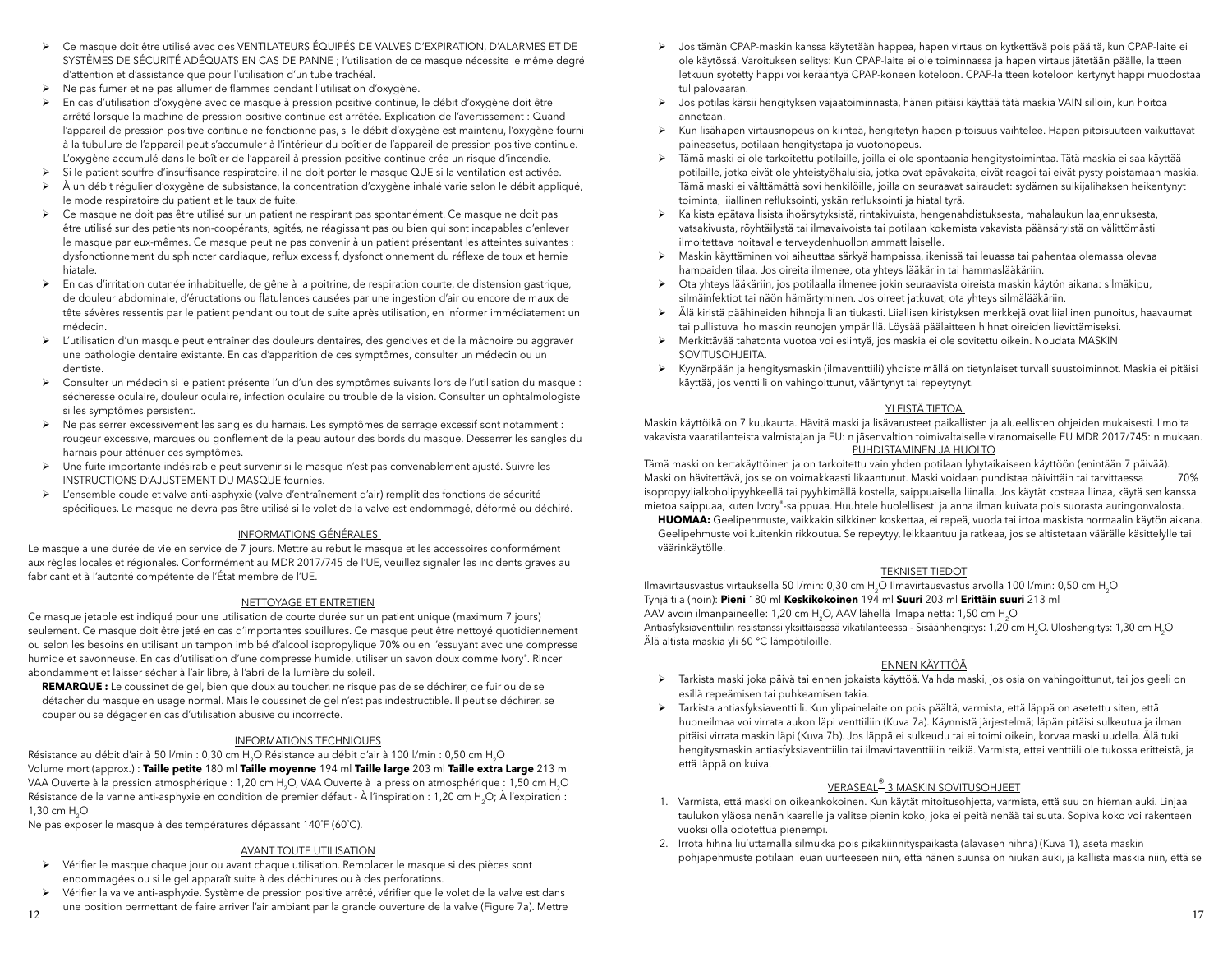- Ce masque doit être utilisé avec des VENTILATEURS ÉQUIPÉS DE VALVES D'EXPIRATION, D'ALARMES ET DE SYSTÈMES DE SÉCURITÉ ADÉQUATS EN CAS DE PANNE ; l'utilisation de ce masque nécessite le même degré d'attention et d'assistance que pour l'utilisation d'un tube trachéal.
- Ne pas fumer et ne pas allumer de flammes pendant l'utilisation d'oxygène.
- En cas d'utilisation d'oxygène avec ce masque à pression positive continue, le débit d'oxygène doit être arrêté lorsque la machine de pression positive continue est arrêtée. Explication de l'avertissement : Quand l'appareil de pression positive continue ne fonctionne pas, si le débit d'oxygène est maintenu, l'oxygène fourni à la tubulure de l'appareil peut s'accumuler à l'intérieur du boîtier de l'appareil de pression positive continue. L'oxygène accumulé dans le boîtier de l'appareil à pression positive continue crée un risque d'incendie.
- Si le patient souffre d'insuffisance respiratoire, il ne doit porter le masque QUE si la ventilation est activée.
- À un débit régulier d'oxygène de subsistance, la concentration d'oxygène inhalé varie selon le débit appliqué, le mode respiratoire du patient et le taux de fuite.
- Ce masque ne doit pas être utilisé sur un patient ne respirant pas spontanément. Ce masque ne doit pas être utilisé sur des patients non-coopérants, agités, ne réagissant pas ou bien qui sont incapables d'enlever le masque par eux-mêmes. Ce masque peut ne pas convenir à un patient présentant les atteintes suivantes : dysfonctionnement du sphincter cardiaque, reflux excessif, dysfonctionnement du réflexe de toux et hernie hiatale.
- En cas d'irritation cutanée inhabituelle, de gêne à la poitrine, de respiration courte, de distension gastrique, de douleur abdominale, d'éructations ou flatulences causées par une ingestion d'air ou encore de maux de tête sévères ressentis par le patient pendant ou tout de suite après utilisation, en informer immédiatement un médecin.
- L'utilisation d'un masque peut entraîner des douleurs dentaires, des gencives et de la mâchoire ou aggraver une pathologie dentaire existante. En cas d'apparition de ces symptômes, consulter un médecin ou un dentiste.
- Consulter un médecin si le patient présente l'un d'un des symptômes suivants lors de l'utilisation du masque : sécheresse oculaire, douleur oculaire, infection oculaire ou trouble de la vision. Consulter un ophtalmologiste si les symptômes persistent.
- Ne pas serrer excessivement les sangles du harnais. Les symptômes de serrage excessif sont notamment : rougeur excessive, marques ou gonflement de la peau autour des bords du masque. Desserrer les sangles du harnais pour atténuer ces symptômes.
- Une fuite importante indésirable peut survenir si le masque n'est pas convenablement ajusté. Suivre les INSTRUCTIONS D'AJUSTEMENT DU MASQUE fournies.
- L'ensemble coude et valve anti-asphyxie (valve d'entraînement d'air) remplit des fonctions de sécurité spécifiques. Le masque ne devra pas être utilisé si le volet de la valve est endommagé, déformé ou déchiré.

## INFORMATIONS GÉNÉRALES

Le masque a une durée de vie en service de 7 jours. Mettre au rebut le masque et les accessoires conformément aux règles locales et régionales. Conformément au MDR 2017/745 de l'UE, veuillez signaler les incidents graves au fabricant et à l'autorité compétente de l'État membre de l'UE.

## NETTOYAGE ET ENTRETIEN

Ce masque jetable est indiqué pour une utilisation de courte durée sur un patient unique (maximum 7 jours) seulement. Ce masque doit être jeté en cas d'importantes souillures. Ce masque peut être nettoyé quotidiennement ou selon les besoins en utilisant un tampon imbibé d'alcool isopropylique 70% ou en l'essuyant avec une compresse humide et savonneuse. En cas d'utilisation d'une compresse humide, utiliser un savon doux comme Ivory®. Rincer abondamment et laisser sécher à l'air libre, à l'abri de la lumière du soleil.

**REMARQUE :** Le coussinet de gel, bien que doux au toucher, ne risque pas de se déchirer, de fuir ou de se détacher du masque en usage normal. Mais le coussinet de gel n'est pas indestructible. Il peut se déchirer, se couper ou se dégager en cas d'utilisation abusive ou incorrecte.

## INFORMATIONS TECHNIQUES

Résistance au débit d'air à 50 l/min : 0,30 cm $H_2O$ Résistance au débit d'air à 100 l/min : 0,50 cm $H_2O$
Volume mort (approx.) : **Taille petite** 180 ml **Taille moyenne** 194 ml **Taille large** 203 ml **Taille extra Large** 213 ml
VAA Ouverte à la pression atmosphérique : 1,20 cm $H_2O$, VAA Ouverte à la pression atmosphérique : 1,50 cm $H_2O$
Résistance de la vanne anti-asphyxie en condition de premier défaut - À l'inspiration : 1,20 cm $H_2O$; À l'expiration : 1,30 cm $H_2O$
Ne pas exposer le masque à des températures dépassant 140°F (60°C).

## AVANT TOUTE UTILISATION

- Vérifier le masque chaque jour ou avant chaque utilisation. Remplacer le masque si des pièces sont endommagées ou si le gel apparaît suite à des déchirures ou à des perforations.
- Vérifier la valve anti-asphyxie. Système de pression positive arrêté, vérifier que le volet de la valve est dans une position permettant de faire arriver l'air ambiant par la grande ouverture de la valve (Figure 7a). Mettre

- Jos tämän CPAP-maskin kanssa käytetään happea, hapen virtaus on kytkettävä pois päältä, kun CPAP-laite ei ole käytössä. Varoituksen selitys: Kun CPAP-laite ei ole toiminnassa ja hapen virtaus jätetään päälle, laitteen letkuun syötetty happi voi kerääntyä CPAP-koneen koteloon. CPAP-laitteen koteloon kertynyt happi muodostaa tulipalovaaran.
- Jos potilas kärsii hengityksen vajaatoiminnasta, hänen pitäisi käyttää tätä maskia VAIN silloin, kun hoitoa annetaan.
- Kun lisähapen virtausnopeus on kiinteä, hengitetyn hapen pitoisuus vaihtelee. Hapen pitoisuuteen vaikuttavat paineasetus, potilaan hengitystapa ja vuotonopeus.
- Tämä maski ei ole tarkoitettu potilaille, joilla ei ole spontaania hengitystoimintaa. Tätä maskia ei saa käyttää potilaille, jotka eivät ole yhteistyöhaluisia, jotka ovat epävakaita, eivät reagoi tai eivät pysty poistamaan maskia. Tämä maski ei välttämättä sovi henkilöille, joilla on seuraavat sairaudet: sydämen sulkijalihaksen heikentynyt toiminta, liiallinen refluksointi, yskän refluksointi ja hiatal tyrä.
- Kaikista epätavallisista ihoärsytyksistä, rintakivuista, hengenahdistuksesta, mahalaukun laajennuksesta, vatsakivusta, röyhtäilystä tai ilmavaivoista tai potilaan kokemista vakavista päänsäryistä on välittömästi ilmoitettava hoitavalle terveydenhuollon ammattilaiselle.
- Maskin käyttäminen voi aiheuttaa särkyä hampaissa, ikenissä tai leuassa tai pahentaa olemassa olevaa hampaiden tilaa. Jos oireita ilmenee, ota yhteys lääkäriin tai hammaslääkäriin.
- Ota yhteys lääkäriin, jos potilaalla ilmenee jokin seuraavista oireista maskin käytön aikana: silmäkipu, silmäinfektiot tai näön hämärtyminen. Jos oireet jatkuvat, ota yhteys silmälääkäriin.
- Älä kiristä päähineiden hihnoja liian tiukasti. Liiallisen kiristyksen merkkejä ovat liiallinen punoitus, haavaumat tai pullistuva iho maskin reunojen ympärillä. Löysää päälaitteen hihnat oireiden lievittämiseksi.
- Merkittävää tahatonta vuotoa voi esiintyä, jos maskia ei ole sovitettu oikein. Noudata MASKIN SOVITUSOHJEITA.
- Kyynärpään ja hengitysmaskin (ilmaventtiili) yhdistelmällä on tietynlaiset turvallisuustoiminnot. Maskia ei pitäisi käyttää, jos venttiili on vahingoittunut, vääntynyt tai repeytynyt.

## YLEISTÄ TIETOA

Maskin käyttöikä on 7 kuukautta. Hävitä maski ja lisävarusteet paikallisten ja alueellisten ohjeiden mukaisesti. Ilmoita vakavista vaaratilanteista valmistajan ja EU: n jäsenvaltion toimivaltaiselle viranomaiselle EU MDR 2017/745: n mukaan.

## PUHDISTAMINEN JA HUOLTO

Tämä maski on kertakäyttöinen ja on tarkoitettu vain yhden potilaan lyhytaikaiseen käyttöön (enintään 7 päivää). Maski on hävitettävä, jos se on voimakkaasti likaantunut. Maski voidaan puhdistaa päivittäin tai tarvittaessa 70% isopropyylialkoholipyyhkeellä tai pyyhkimällä kostealla, saippuaisella liinalla. Jos käytät kosteaa liinaa, käytä sen kanssa mietoa saippuaa, kuten Ivory®-saippuaa. Huuhtele huolellisesti ja anna ilman kuivata pois suorasta auringonvalosta.

**HUOMAA:** Geelipehmuste, vaikkakin silkkinen koskettaa, ei repeä, vuoda tai irtoa maskista normaalin käytön aikana. Geelipehmuste voi kuitenkin rikkoutua. Se repeytyy, leikkaantuu ja ratkeaa, jos se altistetaan väärälle käsittelylle tai väärinkäytölle.

## TEKNISET TIEDOT

Ilmavirtausvastus virtauksella 50 l/min: 0,30 cm $H_2O$ Ilmavirtausvastus arvolla 100 l/min: 0,50 cm $H_2O$
Tyhjä tila (noin): **Pieni** 180 ml **Keskikokoinen** 194 ml **Suuri** 203 ml **Erittäin suuri** 213 ml
AAV avoin ilmanpaineelle: 1,20 cm $H_2O$, AAV lähellä ilmapainetta: 1,50 cm $H_2O$
Antiasfyksiaventtiilin resistanssi yksittäisessä vikatilanteessa - Sisäänhengitys: 1,20 cm $H_2O$. Uloshengitys: 1,30 cm $H_2O$
Älä altista maskia yli 60 °C lämpötiloille.

## ENNEN KÄYTTÖÄ

- Tarkista maski joka päivä tai ennen jokaista käyttöä. Vaihda maski, jos osia on vahingoittunut, tai jos geeli on esillä repeämisen tai puhkeamisen takia.
- Tarkista antiasfyksiaventtiili. Kun ylipainelaite on pois päältä, varmista, että läppä on asetettu siten, että huoneilmaa voi virrata aukon läpi venttiiliin (Kuva 7a). Käynnistä järjestelmä; läpän pitäisi sulkeutua ja ilman pitäisi virrata maskin läpi (Kuva 7b). Jos läppä ei sulkeudu tai ei toimi oikein, korvaa maski uudella. Älä tuki hengitysmaskin antiasfyksiaventtiilin tai ilmavirtaventtiilin reikiä. Varmista, ettei venttiili ole tukossa eritteistä, ja että läppä on kuiva.

## VERASEAL® 3 MASKIN SOVITUSOHJEET

1. Varmista, että maski on oikeankokoinen. Kun käytät mitoitusohjetta, varmista, että suu on hieman auki. Linjaa taulukon yläosa nenän kaarelle ja valitse pienin koko, joka ei peitä nenää tai suuta. Sopiva koko voi rakenteen vuoksi olla odotettua pienempi.
2. Irrota hihna liu'uttamalla silmukka pois pikakiinnityspaikasta (alavasen hihna) (Kuva 1), aseta maskin pohjapehmuste potilaan leuan uurteeseen niin, että hänen suunsa on hiukan auki, ja kallista maskia niin, että se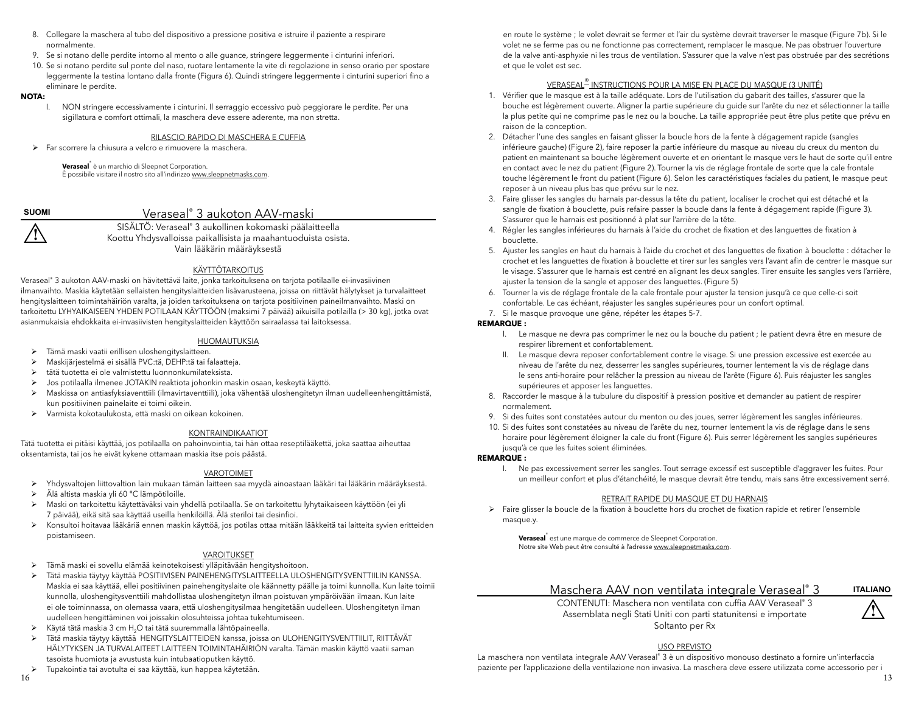8. Collegare la maschera al tubo del dispositivo a pressione positiva e istruire il paziente a respirare normalmente.
9. Se si notano delle perdite intorno al mento o alle guance, stringere leggermente i cinturini inferiori.
10. Se si notano perdite sul ponte del naso, ruotare lentamente la vite di regolazione in senso orario per spostare leggermente la testina lontano dalla fronte (Figura 6). Quindi stringere leggermente i cinturini superiori fino a eliminare le perdite.

**NOTA:**

I. NON stringere eccessivamente i cinturini. Il serraggio eccessivo può peggiorare le perdite. Per una sigillatura e comfort ottimali, la maschera deve essere aderente, ma non stretta.

RILASCIO RAPIDO DI MASCHERA E CUFFIA

- Far scorrere la chiusura a velcro e rimuovere la maschera.

**Veraseal**® è un marchio di Sleepnet Corporation.
È possibile visitare il nostro sito all'indirizzo www.sleepnetmasks.com.

**SUOMI**

## Veraseal® 3 aukoton AAV-maski

SISÄLTÖ: Veraseal® 3 aukollinen kokomaski päälaitteella
Koottu Yhdysvalloissa paikallisista ja maahantuoduista osista.
Vain lääkärin määräyksestä

KÄYTTÖTARKOITUS

Veraseal® 3 aukoton AAV-maski on hävitettävä laite, jonka tarkoituksena on tarjota potilaalle ei-invasiivinen ilmanvaihto. Maskia käytetään sellaisten hengityslaitteiden lisävarusteena, joissa on riittävät hälytykset ja turvalaitteet hengityslaitteen toimintahäiriön varalta, ja joiden tarkoituksena on tarjota positiivinen paineilmanvaihto. Maski on tarkoitettu LYHYAIKAISEEN YHDEN POTILAAN KÄYTTÖÖN (maksimi 7 päivää) aikuisilla potilailla (> 30 kg), jotka ovat asianmukaisia ehdokkaita ei-invasiivisten hengityslaitteiden käyttöön sairaalassa tai laitoksessa.

HUOMAUTUKSIA

- Tämä maski vaatii erillisen uloshengityslaitteen.
- Maskijärjestelmä ei sisällä PVC:tä, DEHP:tä tai falaatteja.
- tätä tuotetta ei ole valmistettu luonnonkumilateksista.
- Jos potilaalla ilmenee JOTAKIN reaktiota johonkin maskin osaan, keskeytä käyttö.
- Maskissa on antiasfyksiaventtiili (ilmavirtaventtiili), joka vähentää uloshengitetyn ilman uudelleenhengittämistä, kun positiivinen painelaite ei toimi oikein.
- Varmista kokotaulukosta, että maski on oikean kokoinen.

KONTRAINDIKAATIOT

Tätä tuotetta ei pitäisi käyttää, jos potilaalla on pahoinvointia, tai hän ottaa reseptilääkettä, joka saattaa aiheuttaa oksentamista, tai jos he eivät kykene ottamaan maskia itse pois päästä.

VAROTOIMET

- Yhdysvaltojen liittovaltion lain mukaan tämän laitteen saa myydä ainoastaan lääkäri tai lääkärin määräyksestä.
- Älä altista maskia yli 60 °C lämpötiloille.
- Maski on tarkoitettu käytettäväksi vain yhdellä potilaalla. Se on tarkoitettu lyhytaikaiseen käyttöön (ei yli 7 päivää), eikä sitä saa käyttää useilla henkilöillä. Älä steriloi tai desinfioi.
- Konsultoi hoitavaa lääkäriä ennen maskin käyttöä, jos potilas ottaa mitään lääkkeitä tai laitteita syvien eritteiden poistamiseen.

VAROITUKSET

- Tämä maski ei sovellu elämää keinotekoisesti ylläpitävään hengityshoitoon.
- Tätä maskia täytyy käyttää POSITIIVISEN PAINEHENGITYSLAITTEELLA ULOSHENGITYSVENTTIILIN KANSSA. Maskia ei saa käyttää, ellei positiivinen painehengityslaite ole käännetty päälle ja toimi kunnolla. Kun laite toimii kunnolla, uloshengitysventtiili mahdollistaa uloshengitetyn ilman poistuvan ympäröivään ilmaan. Kun laite ei ole toiminnassa, on olemassa vaara, että uloshengitysilmaa hengitetään uudelleen. Uloshengitetyn ilman uudelleen hengittäminen voi joissakin olosuhteissa johtaa tukehtumiseen.
- Käytä tätä maskia 3 cm $H_2O$ tai tätä suuremmalla lähtöpaineella.
- Tätä maskia täytyy käyttää HENGITYSLAITTEIDEN kanssa, joissa on ULOHENGITYSVENTTIILIT, RIITTÄVÄT HÄLYTYKSEN JA TURVALAITEET LAITTEEN TOIMINTAHÄIRIÖN varalta. Tämän maskin käyttö vaatii saman tasoista huomiota ja avustusta kuin intubaatioputken käyttö.
- Tupakointia tai avotulta ei saa käyttää, kun happea käytetään.

en route le système ; le volet devrait se fermer et l'air du système devrait traverser le masque (Figure 7b). Si le volet ne se ferme pas ou ne fonctionne pas correctement, remplacer le masque. Ne pas obstruer l'ouverture de la valve anti-asphyxie ni les trous de ventilation. S'assurer que la valve n'est pas obstruée par des secrétions et que le volet est sec.

VERASEAL® INSTRUCTIONS POUR LA MISE EN PLACE DU MASQUE (3 UNITÉ)

1. Vérifier que le masque est à la taille adéquate. Lors de l'utilisation du gabarit des tailles, s'assurer que la bouche est légèrement ouverte. Aligner la partie supérieure du guide sur l'arête du nez et sélectionner la taille la plus petite qui ne comprime pas le nez ou la bouche. La taille appropriée peut être plus petite que prévu en raison de la conception.
2. Détacher l'une des sangles en faisant glisser la boucle hors de la fente à dégagement rapide (sangles inférieure gauche) (Figure 2), faire reposer la partie inférieure du masque au niveau du creux du menton du patient en maintenant sa bouche légèrement ouverte et en orientant le masque vers le haut de sorte qu'il entre en contact avec le nez du patient (Figure 2). Tourner la vis de réglage frontale de sorte que la cale frontale touche légèrement le front du patient (Figure 6). Selon les caractéristiques faciales du patient, le masque peut reposer à un niveau plus bas que prévu sur le nez.
3. Faire glisser les sangles du harnais par-dessus la tête du patient, localiser le crochet qui est détaché et la sangle de fixation à bouclette, puis refaire passer la boucle dans la fente à dégagement rapide (Figure 3). S'assurer que le harnais est positionné à plat sur l'arrière de la tête.
4. Régler les sangles inférieures du harnais à l'aide du crochet de fixation et des languettes de fixation à bouclette.
5. Ajuster les sangles en haut du harnais à l'aide du crochet et des languettes de fixation à bouclette : détacher le crochet et les languettes de fixation à bouclette et tirer sur les sangles vers l'avant afin de centrer le masque sur le visage. S'assurer que le harnais est centré en alignant les deux sangles. Tirer ensuite les sangles vers l'arrière, ajuster la tension de la sangle et apposer des languettes. (Figure 5)
6. Tourner la vis de réglage frontale de la cale frontale pour ajuster la tension jusqu'à ce que celle-ci soit confortable. Le cas échéant, réajuster les sangles supérieures pour un confort optimal.
7. Si le masque provoque une gêne, répéter les étapes 5-7.

**REMARQUE :**

I. Le masque ne devra pas comprimer le nez ou la bouche du patient ; le patient devra être en mesure de respirer librement et confortablement.
II. Le masque devra reposer confortablement contre le visage. Si une pression excessive est exercée au niveau de l'arête du nez, desserrer les sangles supérieures, tourner lentement la vis de réglage dans le sens anti-horaire pour relâcher la pression au niveau de l'arête (Figure 6). Puis réajuster les sangles supérieures et apposer les languettes.

8. Raccorder le masque à la tubulure du dispositif à pression positive et demander au patient de respirer normalement.
9. Si des fuites sont constatées autour du menton ou des joues, serrer légèrement les sangles inférieures.
10. Si des fuites sont constatées au niveau de l'arête du nez, tourner lentement la vis de réglage dans le sens horaire pour légèrement éloigner la cale du front (Figure 6). Puis serrer légèrement les sangles supérieures jusqu'à ce que les fuites soient éliminées.

**REMARQUE :**

I. Ne pas excessivement serrer les sangles. Tout serrage excessif est susceptible d'aggraver les fuites. Pour un meilleur confort et plus d'étanchéité, le masque devrait être tendu, mais sans être excessivement serré.

RETRAIT RAPIDE DU MASQUE ET DU HARNAIS

- Faire glisser la boucle de la fixation à bouclette hors du crochet de fixation rapide et retirer l'ensemble masque.y.

**Veraseal**® est une marque de commerce de Sleepnet Corporation.
Notre site Web peut être consulté à l'adresse www.sleepnetmasks.com.

**ITALIANO**

## Maschera AAV non ventilata integrale Veraseal® 3

CONTENUTI: Maschera non ventilata con cuffia AAV Veraseal® 3
Assemblata negli Stati Uniti con parti statunitensi e importate
Soltanto per Rx

USO PREVISTO

La maschera non ventilata integrale AAV Veraseal® 3 è un dispositivo monouso destinato a fornire un'interfaccia paziente per l'applicazione della ventilazione non invasiva. La maschera deve essere utilizzata come accessorio per i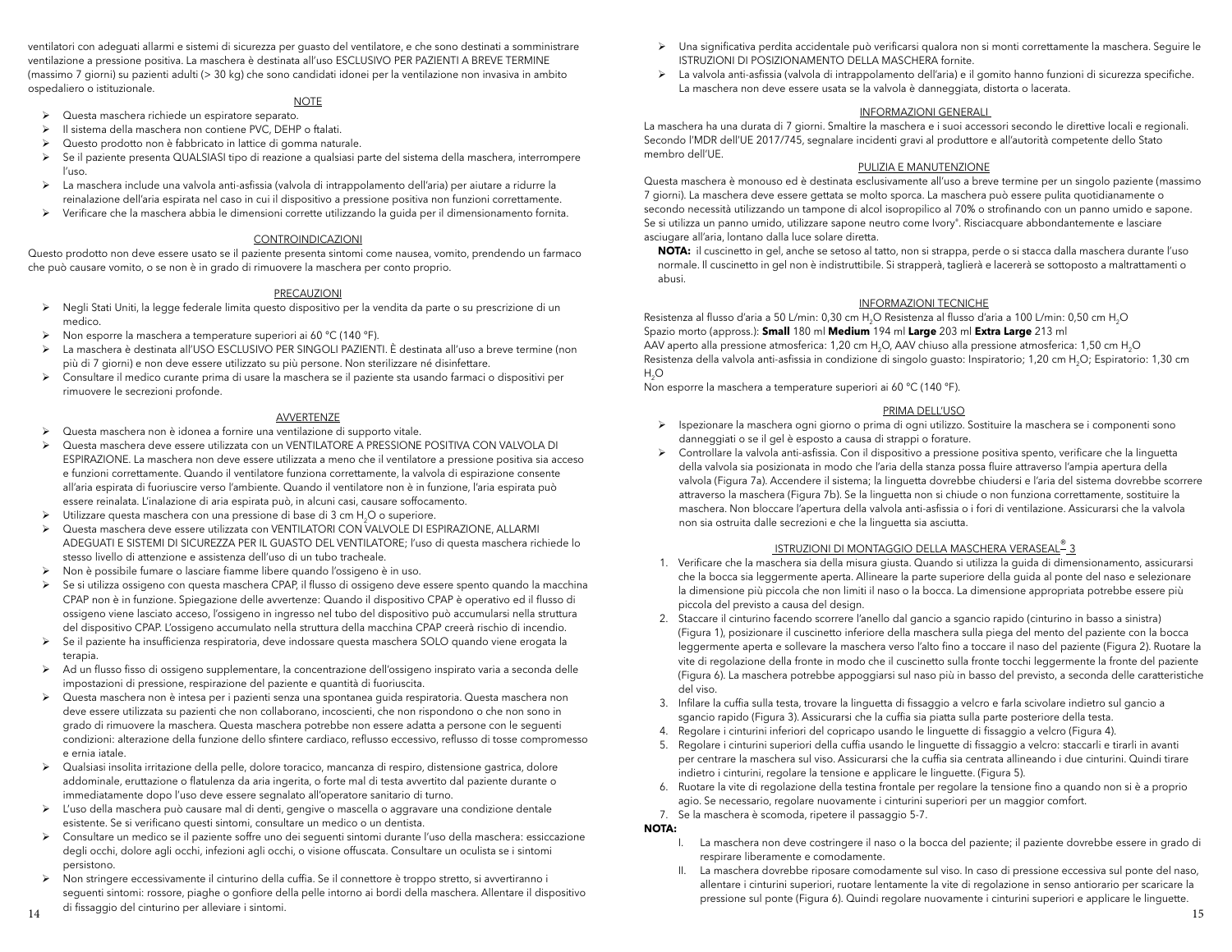ventilatori con adeguati allarmi e sistemi di sicurezza per guasto del ventilatore, e che sono destinati a somministrare ventilazione a pressione positiva. La maschera è destinata all'uso ESCLUSIVO PER PAZIENTI A BREVE TERMINE (massimo 7 giorni) su pazienti adulti (> 30 kg) che sono candidati idonei per la ventilazione non invasiva in ambito ospedaliero o istituzionale.

## NOTE

- Questa maschera richiede un espiratore separato.
- Il sistema della maschera non contiene PVC, DEHP o ftalati.
- Questo prodotto non è fabbricato in lattice di gomma naturale.
- Se il paziente presenta QUALSIASI tipo di reazione a qualsiasi parte del sistema della maschera, interrompere l'uso.
- La maschera include una valvola anti-asfissia (valvola di intrappolamento dell'aria) per aiutare a ridurre la reinalazione dell'aria espirata nel caso in cui il dispositivo a pressione positiva non funzioni correttamente.
- Verificare che la maschera abbia le dimensioni corrette utilizzando la guida per il dimensionamento fornita.

## CONTROINDICAZIONI

Questo prodotto non deve essere usato se il paziente presenta sintomi come nausea, vomito, prendendo un farmaco che può causare vomito, o se non è in grado di rimuovere la maschera per conto proprio.

## PRECAUZIONI

- Negli Stati Uniti, la legge federale limita questo dispositivo per la vendita da parte o su prescrizione di un medico.
- Non esporre la maschera a temperature superiori ai 60 °C (140 °F).
- La maschera è destinata all'USO ESCLUSIVO PER SINGOLI PAZIENTI. È destinata all'uso a breve termine (non più di 7 giorni) e non deve essere utilizzato su più persone. Non sterilizzare né disinfettare.
- Consultare il medico curante prima di usare la maschera se il paziente sta usando farmaci o dispositivi per rimuovere le secrezioni profonde.

## AVVERTENZE

- Questa maschera non è idonea a fornire una ventilazione di supporto vitale.
- Questa maschera deve essere utilizzata con un VENTILATORE A PRESSIONE POSITIVA CON VALVOLA DI ESPIRAZIONE. La maschera non deve essere utilizzata a meno che il ventilatore a pressione positiva sia acceso e funzioni correttamente. Quando il ventilatore funziona correttamente, la valvola di espirazione consente all'aria espirata di fuoriuscire verso l'ambiente. Quando il ventilatore non è in funzione, l'aria espirata può essere reinalata. L'inalazione di aria espirata può, in alcuni casi, causare soffocamento.
- Utilizzare questa maschera con una pressione di base di 3 cm $H_2O$ o superiore.
- Questa maschera deve essere utilizzata con VENTILATORI CON VALVOLE DI ESPIRAZIONE, ALLARMI ADEGUATI E SISTEMI DI SICUREZZA PER IL GUASTO DEL VENTILATORE; l'uso di questa maschera richiede lo stesso livello di attenzione e assistenza dell'uso di un tubo tracheale.
- Non è possibile fumare o lasciare fiamme libere quando l'ossigeno è in uso.
- Se si utilizza ossigeno con questa maschera CPAP, il flusso di ossigeno deve essere spento quando la macchina CPAP non è in funzione. Spiegazione delle avvertenze: Quando il dispositivo CPAP è operativo ed il flusso di ossigeno viene lasciato acceso, l'ossigeno in ingresso nel tubo del dispositivo può accumularsi nella struttura del dispositivo CPAP. L'ossigeno accumulato nella struttura della macchina CPAP creerà rischio di incendio.
- Se il paziente ha insufficienza respiratoria, deve indossare questa maschera SOLO quando viene erogata la terapia.
- Ad un flusso fisso di ossigeno supplementare, la concentrazione dell'ossigeno inspirato varia a seconda delle impostazioni di pressione, respirazione del paziente e quantità di fuoriuscita.
- Questa maschera non è intesa per i pazienti senza una spontanea guida respiratoria. Questa maschera non deve essere utilizzata su pazienti che non collaborano, incoscienti, che non rispondono o che non sono in grado di rimuovere la maschera. Questa maschera potrebbe non essere adatta a persone con le seguenti condizioni: alterazione della funzione dello sfintere cardiaco, reflusso eccessivo, reflusso di tosse compromesso e ernia iatale.
- Qualsiasi insolita irritazione della pelle, dolore toracico, mancanza di respiro, distensione gastrica, dolore addominale, eruttazione o flatulenza da aria ingerita, o forte mal di testa avvertito dal paziente durante o immediatamente dopo l'uso deve essere segnalato all'operatore sanitario di turno.
- L'uso della maschera può causare mal di denti, gengive o mascella o aggravare una condizione dentale esistente. Se si verificano questi sintomi, consultare un medico o un dentista.
- Consultare un medico se il paziente soffre uno dei seguenti sintomi durante l'uso della maschera: essiccazione degli occhi, dolore agli occhi, infezioni agli occhi, o visione offuscata. Consultare un oculista se i sintomi persistono.
- Non stringere eccessivamente il cinturino della cuffia. Se il connettore è troppo stretto, si avvertiranno i seguenti sintomi: rossore, piaghe o gonfiore della pelle intorno ai bordi della maschera. Allentare il dispositivo di fissaggio del cinturino per alleviare i sintomi.
- Una significativa perdita accidentale può verificarsi qualora non si monti correttamente la maschera. Seguire le ISTRUZIONI DI POSIZIONAMENTO DELLA MASCHERA fornite.
- La valvola anti-asfissia (valvola di intrappolamento dell'aria) e il gomito hanno funzioni di sicurezza specifiche. La maschera non deve essere usata se la valvola è danneggiata, distorta o lacerata.

## INFORMAZIONI GENERALI

La maschera ha una durata di 7 giorni. Smaltire la maschera e i suoi accessori secondo le direttive locali e regionali. Secondo l'MDR dell'UE 2017/745, segnalare incidenti gravi al produttore e all'autorità competente dello Stato membro dell'UE.

## PULIZIA E MANUTENZIONE

Questa maschera è monouso ed è destinata esclusivamente all'uso a breve termine per un singolo paziente (massimo 7 giorni). La maschera deve essere gettata se molto sporca. La maschera può essere pulita quotidianamente o secondo necessità utilizzando un tampone di alcol isopropilico al 70% o strofinando con un panno umido e sapone. Se si utilizza un panno umido, utilizzare sapone neutro come Ivory®. Risciacquare abbondantemente e lasciare asciugare all'aria, lontano dalla luce solare diretta.

**NOTA:** il cuscinetto in gel, anche se setoso al tatto, non si strappa, perde o si stacca dalla maschera durante l'uso normale. Il cuscinetto in gel non è indistruttibile. Si strapperà, taglierà e lacererà se sottoposto a maltrattamenti o abusi.

## INFORMAZIONI TECNICHE

Resistenza al flusso d'aria a 50 L/min: 0,30 cm $H_2O$ Resistenza al flusso d'aria a 100 L/min: 0,50 cm $H_2O$
Spazio morto (appross.): **Small** 180 ml **Medium** 194 ml **Large** 203 ml **Extra Large** 213 ml
AAV aperto alla pressione atmosferica: 1,20 cm $H_2O$, AAV chiuso alla pressione atmosferica: 1,50 cm $H_2O$
Resistenza della valvola anti-asfissia in condizione di singolo guasto: Inspiratorio; 1,20 cm $H_2O$; Espiratorio: 1,30 cm $H_2O$
Non esporre la maschera a temperature superiori ai 60 °C (140 °F).

## PRIMA DELL'USO

- Ispezionare la maschera ogni giorno o prima di ogni utilizzo. Sostituire la maschera se i componenti sono danneggiati o se il gel è esposto a causa di strappi o forature.
- Controllare la valvola anti-asfissia. Con il dispositivo a pressione positiva spento, verificare che la linguetta della valvola sia posizionata in modo che l'aria della stanza possa fluire attraverso l'ampia apertura della valvola (Figura 7a). Accendere il sistema; la linguetta dovrebbe chiudersi e l'aria del sistema dovrebbe scorrere attraverso la maschera (Figura 7b). Se la linguetta non si chiude o non funziona correttamente, sostituire la maschera. Non bloccare l'apertura della valvola anti-asfissia o i fori di ventilazione. Assicurarsi che la valvola non sia ostruita dalle secrezioni e che la linguetta sia asciutta.

## ISTRUZIONI DI MONTAGGIO DELLA MASCHERA VERASEAL® 3

1. Verificare che la maschera sia della misura giusta. Quando si utilizza la guida di dimensionamento, assicurarsi che la bocca sia leggermente aperta. Allineare la parte superiore della guida al ponte del naso e selezionare la dimensione più piccola che non limiti il naso o la bocca. La dimensione appropriata potrebbe essere più piccola del previsto a causa del design.
2. Staccare il cinturino facendo scorrere l'anello dal gancio a sgancio rapido (cinturino in basso a sinistra) (Figura 1), posizionare il cuscinetto inferiore della maschera sulla piega del mento del paziente con la bocca leggermente aperta e sollevare la maschera verso l'alto fino a toccare il naso del paziente (Figura 2). Ruotare la vite di regolazione della fronte in modo che il cuscinetto sulla fronte tocchi leggermente la fronte del paziente (Figura 6). La maschera potrebbe appoggiarsi sul naso più in basso del previsto, a seconda delle caratteristiche del viso.
3. Infilare la cuffia sulla testa, trovare la linguetta di fissaggio a velcro e farla scivolare indietro sul gancio a sgancio rapido (Figura 3). Assicurarsi che la cuffia sia piatta sulla parte posteriore della testa.
4. Regolare i cinturini inferiori del copricapo usando le linguette di fissaggio a velcro (Figura 4).
5. Regolare i cinturini superiori della cuffia usando le linguette di fissaggio a velcro: staccarli e tirarli in avanti per centrare la maschera sul viso. Assicurarsi che la cuffia sia centrata allineando i due cinturini. Quindi tirare indietro i cinturini, regolare la tensione e applicare le linguette. (Figura 5).
6. Ruotare la vite di regolazione della testina frontale per regolare la tensione fino a quando non si è a proprio agio. Se necessario, regolare nuovamente i cinturini superiori per un maggior comfort.
7. Se la maschera è scomoda, ripetere il passaggio 5-7.

**NOTA:**

I. La maschera non deve costringere il naso o la bocca del paziente; il paziente dovrebbe essere in grado di respirare liberamente e comodamente.

II. La maschera dovrebbe riposare comodamente sul viso. In caso di pressione eccessiva sul ponte del naso, allentare i cinturini superiori, ruotare lentamente la vite di regolazione in senso antiorario per scaricare la pressione sul ponte (Figura 6). Quindi regolare nuovamente i cinturini superiori e applicare le linguette.